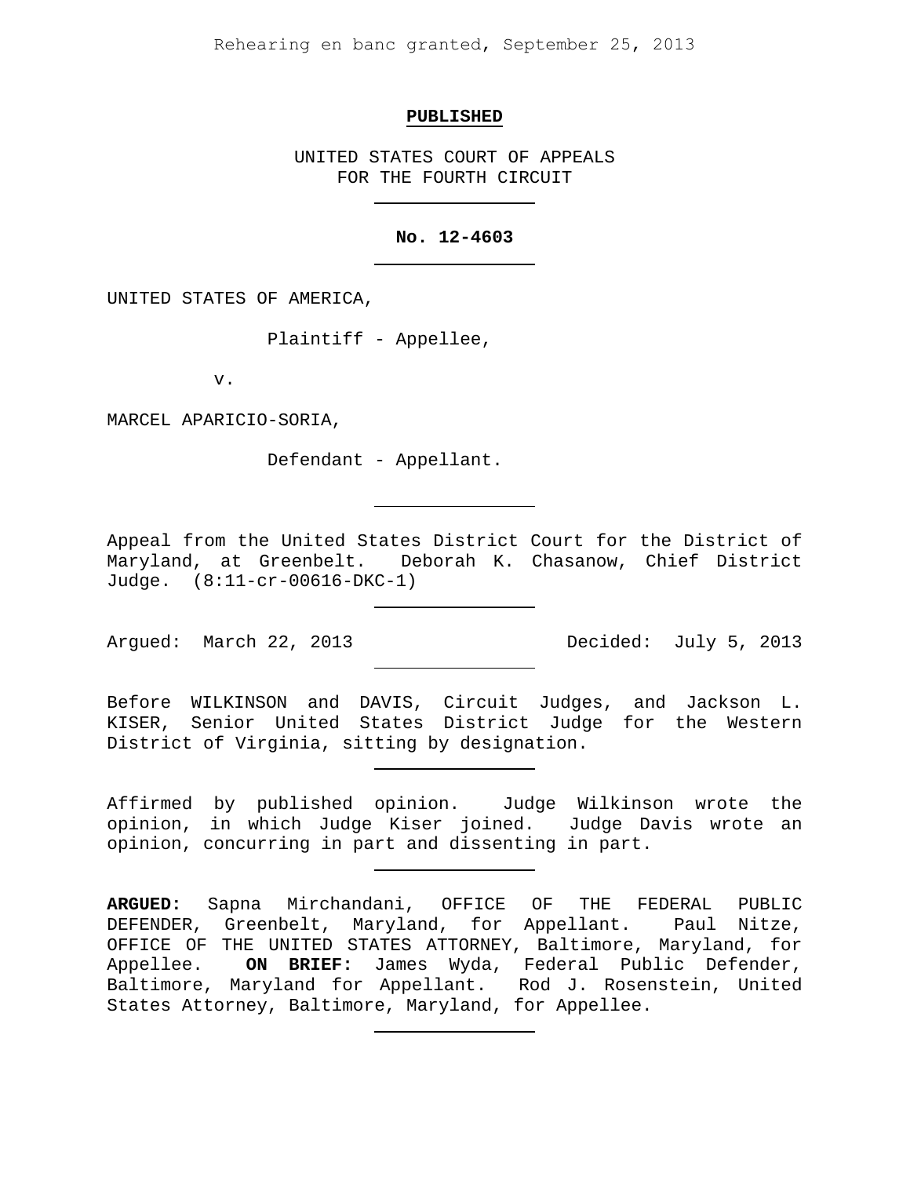Rehearing en banc granted, September 25, 2013

**PUBLISHED**

UNITED STATES COURT OF APPEALS
FOR THE FOURTH CIRCUIT

---

**No. 12-4603**

---

UNITED STATES OF AMERICA,

Plaintiff - Appellee,

v.

MARCEL APARICIO-SORIA,

Defendant - Appellant.

---

Appeal from the United States District Court for the District of Maryland, at Greenbelt. Deborah K. Chasanow, Chief District Judge. (8:11-cr-00616-DKC-1)

---

Argued: March 22, 2013 Decided: July 5, 2013

---

Before WILKINSON and DAVIS, Circuit Judges, and Jackson L. KISER, Senior United States District Judge for the Western District of Virginia, sitting by designation.

---

Affirmed by published opinion. Judge Wilkinson wrote the opinion, in which Judge Kiser joined. Judge Davis wrote an opinion, concurring in part and dissenting in part.

---

**ARGUED:** Sapna Mirchandani, OFFICE OF THE FEDERAL PUBLIC DEFENDER, Greenbelt, Maryland, for Appellant. Paul Nitze, OFFICE OF THE UNITED STATES ATTORNEY, Baltimore, Maryland, for Appellee. **ON BRIEF:** James Wyda, Federal Public Defender, Baltimore, Maryland for Appellant. Rod J. Rosenstein, United States Attorney, Baltimore, Maryland, for Appellee.

---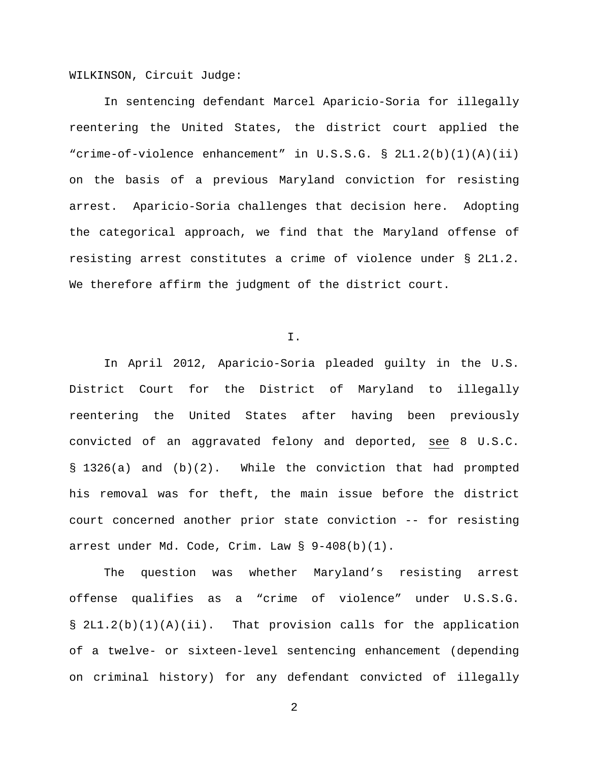WILKINSON, Circuit Judge:

In sentencing defendant Marcel Aparicio-Soria for illegally reentering the United States, the district court applied the "crime-of-violence enhancement" in U.S.S.G. § 2L1.2(b)(1)(A)(ii) on the basis of a previous Maryland conviction for resisting arrest. Aparicio-Soria challenges that decision here. Adopting the categorical approach, we find that the Maryland offense of resisting arrest constitutes a crime of violence under § 2L1.2. We therefore affirm the judgment of the district court.

## I.

In April 2012, Aparicio-Soria pleaded guilty in the U.S. District Court for the District of Maryland to illegally reentering the United States after having been previously convicted of an aggravated felony and deported, see 8 U.S.C. § 1326(a) and (b)(2). While the conviction that had prompted his removal was for theft, the main issue before the district court concerned another prior state conviction -- for resisting arrest under Md. Code, Crim. Law § 9-408(b)(1).

The question was whether Maryland's resisting arrest offense qualifies as a "crime of violence" under U.S.S.G. § 2L1.2(b)(1)(A)(ii). That provision calls for the application of a twelve- or sixteen-level sentencing enhancement (depending on criminal history) for any defendant convicted of illegally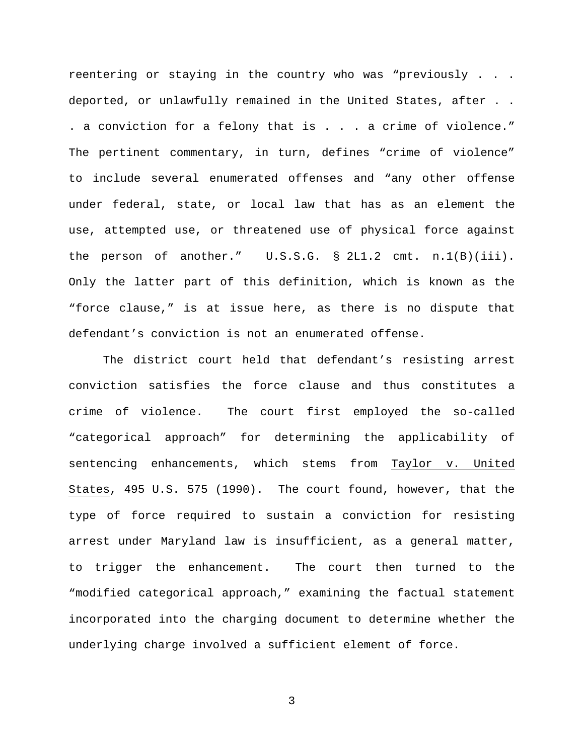reentering or staying in the country who was "previously . . . deported, or unlawfully remained in the United States, after . . . a conviction for a felony that is . . . a crime of violence." The pertinent commentary, in turn, defines "crime of violence" to include several enumerated offenses and "any other offense under federal, state, or local law that has as an element the use, attempted use, or threatened use of physical force against the person of another." U.S.S.G. § 2L1.2 cmt. n.1(B)(iii). Only the latter part of this definition, which is known as the "force clause," is at issue here, as there is no dispute that defendant's conviction is not an enumerated offense.

The district court held that defendant's resisting arrest conviction satisfies the force clause and thus constitutes a crime of violence. The court first employed the so-called "categorical approach" for determining the applicability of sentencing enhancements, which stems from Taylor v. United States, 495 U.S. 575 (1990). The court found, however, that the type of force required to sustain a conviction for resisting arrest under Maryland law is insufficient, as a general matter, to trigger the enhancement. The court then turned to the "modified categorical approach," examining the factual statement incorporated into the charging document to determine whether the underlying charge involved a sufficient element of force.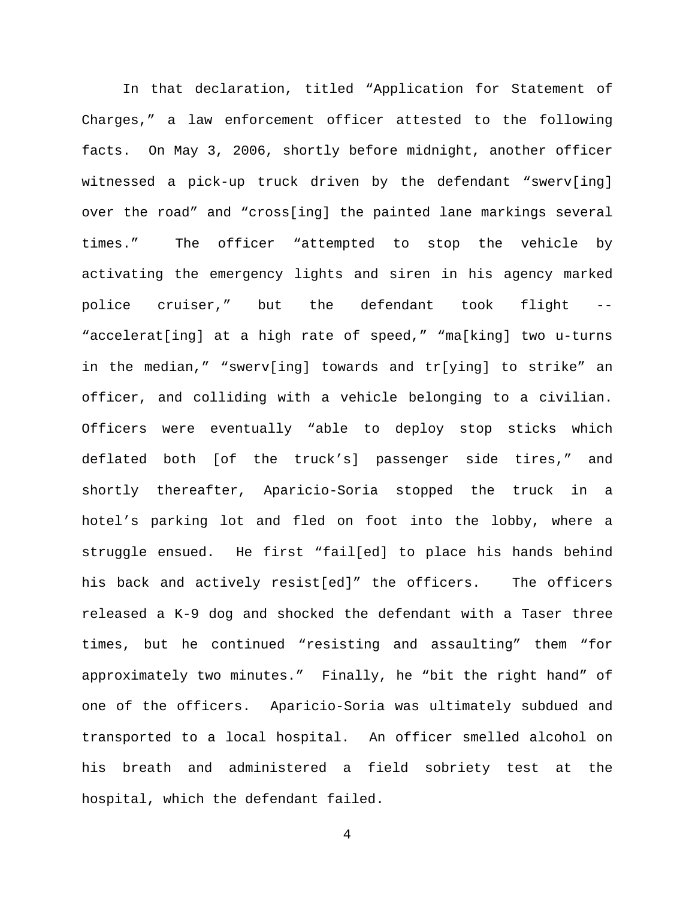In that declaration, titled "Application for Statement of Charges," a law enforcement officer attested to the following facts. On May 3, 2006, shortly before midnight, another officer witnessed a pick-up truck driven by the defendant "swerv[ing] over the road" and "cross[ing] the painted lane markings several times." The officer "attempted to stop the vehicle by activating the emergency lights and siren in his agency marked police cruiser," but the defendant took flight -- "accelerat[ing] at a high rate of speed," "ma[king] two u-turns in the median," "swerv[ing] towards and tr[ying] to strike" an officer, and colliding with a vehicle belonging to a civilian. Officers were eventually "able to deploy stop sticks which deflated both [of the truck's] passenger side tires," and shortly thereafter, Aparicio-Soria stopped the truck in a hotel's parking lot and fled on foot into the lobby, where a struggle ensued. He first "fail[ed] to place his hands behind his back and actively resist[ed]" the officers. The officers released a K-9 dog and shocked the defendant with a Taser three times, but he continued "resisting and assaulting" them "for approximately two minutes." Finally, he "bit the right hand" of one of the officers. Aparicio-Soria was ultimately subdued and transported to a local hospital. An officer smelled alcohol on his breath and administered a field sobriety test at the hospital, which the defendant failed.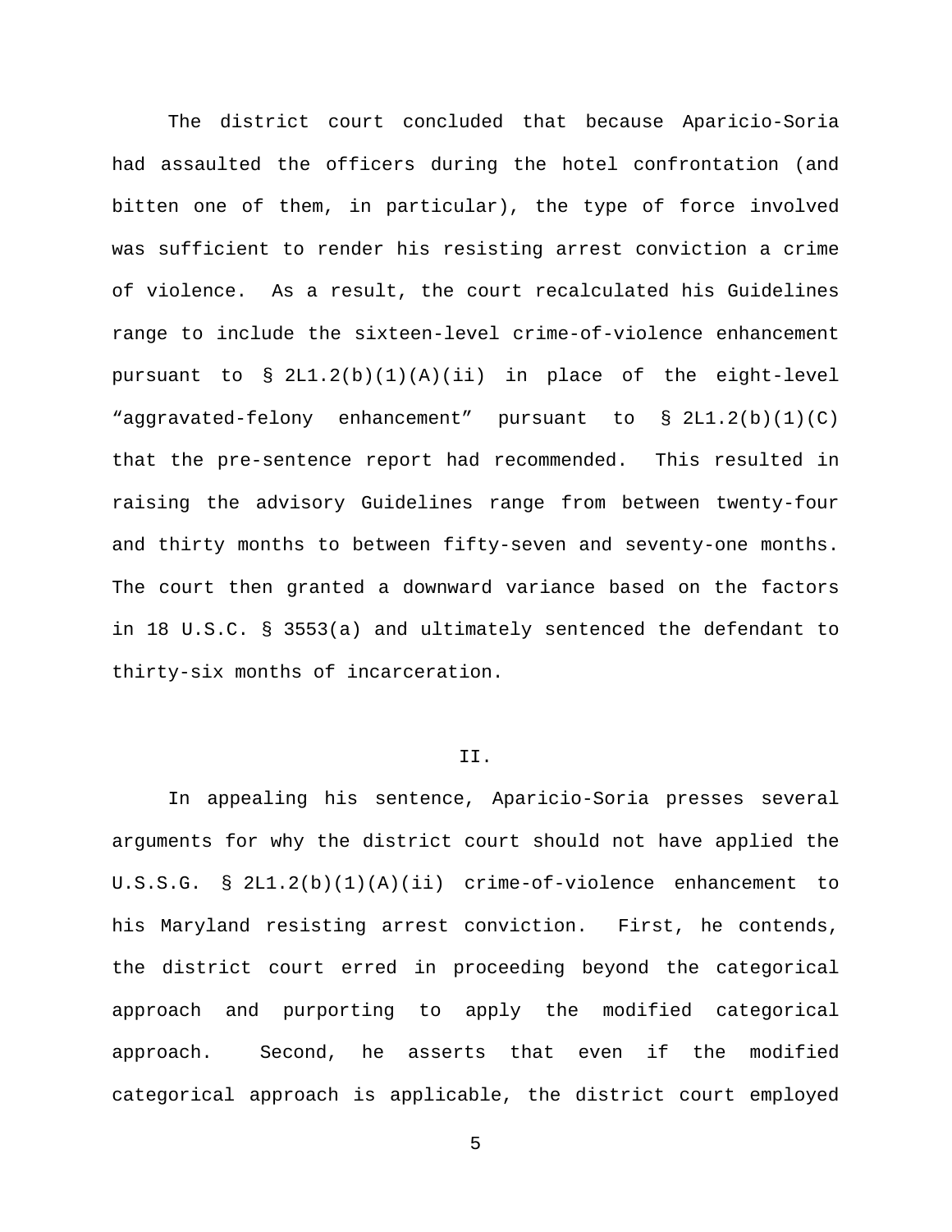The district court concluded that because Aparicio-Soria had assaulted the officers during the hotel confrontation (and bitten one of them, in particular), the type of force involved was sufficient to render his resisting arrest conviction a crime of violence. As a result, the court recalculated his Guidelines range to include the sixteen-level crime-of-violence enhancement pursuant to § 2L1.2(b)(1)(A)(ii) in place of the eight-level "aggravated-felony enhancement" pursuant to § 2L1.2(b)(1)(C) that the pre-sentence report had recommended. This resulted in raising the advisory Guidelines range from between twenty-four and thirty months to between fifty-seven and seventy-one months. The court then granted a downward variance based on the factors in 18 U.S.C. § 3553(a) and ultimately sentenced the defendant to thirty-six months of incarceration.

## II.

In appealing his sentence, Aparicio-Soria presses several arguments for why the district court should not have applied the U.S.S.G. § 2L1.2(b)(1)(A)(ii) crime-of-violence enhancement to his Maryland resisting arrest conviction. First, he contends, the district court erred in proceeding beyond the categorical approach and purporting to apply the modified categorical approach. Second, he asserts that even if the modified categorical approach is applicable, the district court employed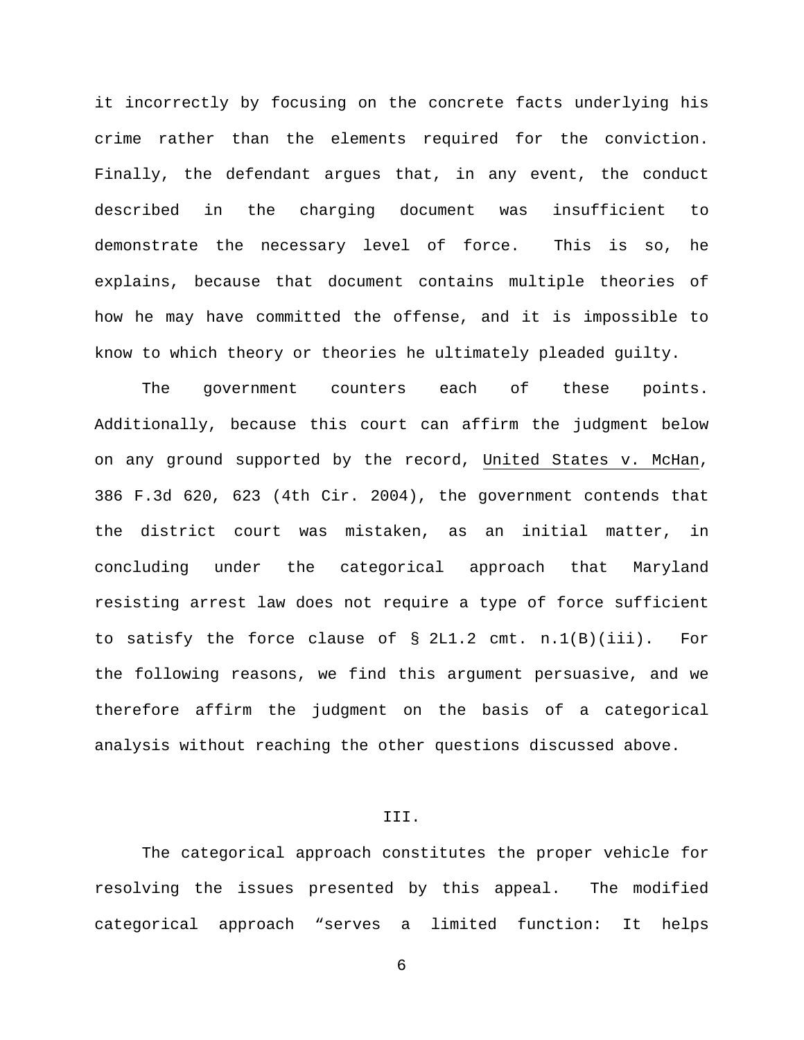it incorrectly by focusing on the concrete facts underlying his crime rather than the elements required for the conviction. Finally, the defendant argues that, in any event, the conduct described in the charging document was insufficient to demonstrate the necessary level of force. This is so, he explains, because that document contains multiple theories of how he may have committed the offense, and it is impossible to know to which theory or theories he ultimately pleaded guilty.

The government counters each of these points. Additionally, because this court can affirm the judgment below on any ground supported by the record, United States v. McHan, 386 F.3d 620, 623 (4th Cir. 2004), the government contends that the district court was mistaken, as an initial matter, in concluding under the categorical approach that Maryland resisting arrest law does not require a type of force sufficient to satisfy the force clause of § 2L1.2 cmt. n.1(B)(iii). For the following reasons, we find this argument persuasive, and we therefore affirm the judgment on the basis of a categorical analysis without reaching the other questions discussed above.

## III.

The categorical approach constitutes the proper vehicle for resolving the issues presented by this appeal. The modified categorical approach "serves a limited function: It helps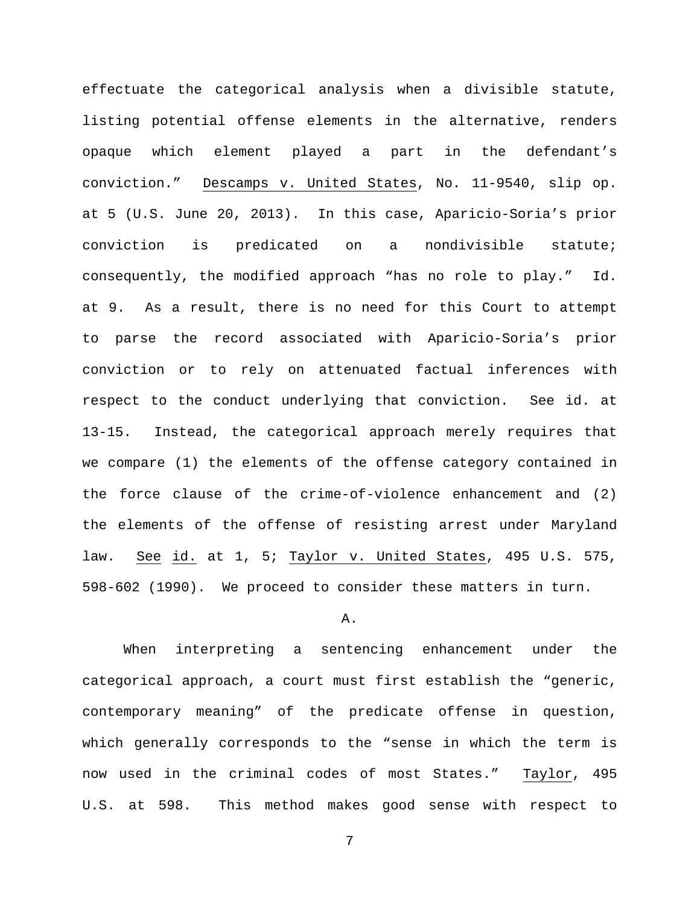effectuate the categorical analysis when a divisible statute, listing potential offense elements in the alternative, renders opaque which element played a part in the defendant's conviction." Descamps v. United States, No. 11-9540, slip op. at 5 (U.S. June 20, 2013). In this case, Aparicio-Soria's prior conviction is predicated on a nondivisible statute; consequently, the modified approach "has no role to play." Id. at 9. As a result, there is no need for this Court to attempt to parse the record associated with Aparicio-Soria's prior conviction or to rely on attenuated factual inferences with respect to the conduct underlying that conviction. See id. at 13-15. Instead, the categorical approach merely requires that we compare (1) the elements of the offense category contained in the force clause of the crime-of-violence enhancement and (2) the elements of the offense of resisting arrest under Maryland law. See id. at 1, 5; Taylor v. United States, 495 U.S. 575, 598-602 (1990). We proceed to consider these matters in turn.

A.

When interpreting a sentencing enhancement under the categorical approach, a court must first establish the "generic, contemporary meaning" of the predicate offense in question, which generally corresponds to the "sense in which the term is now used in the criminal codes of most States." Taylor, 495 U.S. at 598. This method makes good sense with respect to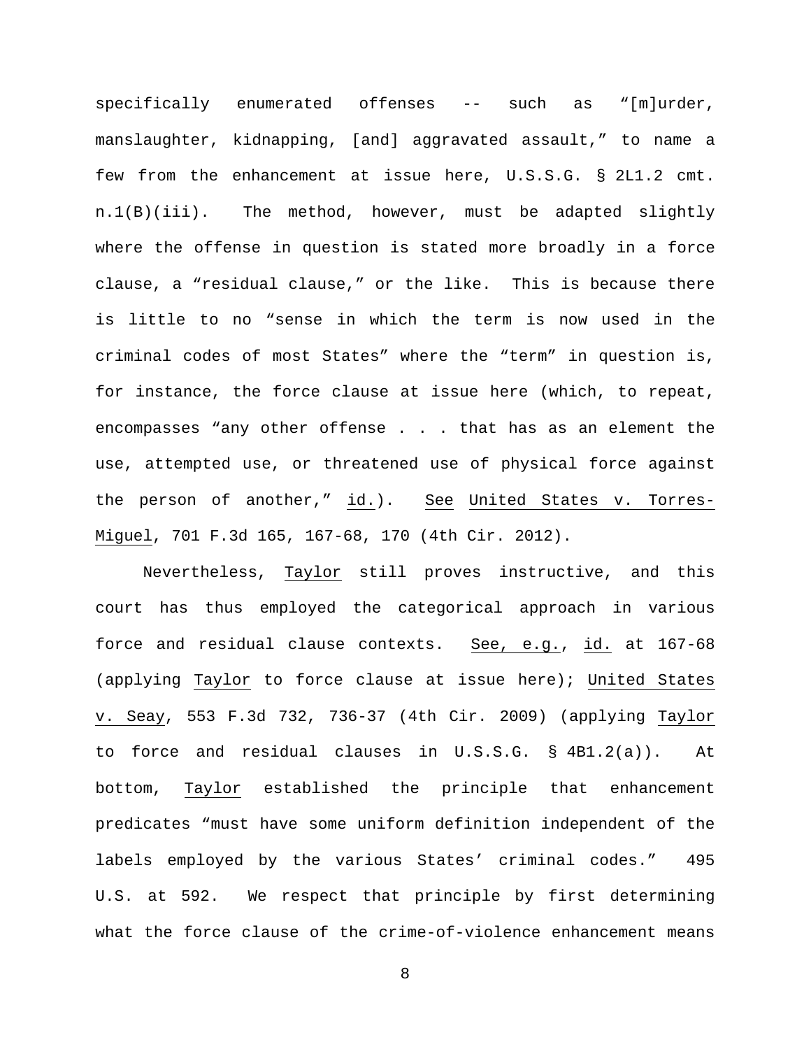specifically enumerated offenses -- such as "[m]urder, manslaughter, kidnapping, [and] aggravated assault," to name a few from the enhancement at issue here, U.S.S.G. § 2L1.2 cmt. n.1(B)(iii). The method, however, must be adapted slightly where the offense in question is stated more broadly in a force clause, a "residual clause," or the like. This is because there is little to no "sense in which the term is now used in the criminal codes of most States" where the "term" in question is, for instance, the force clause at issue here (which, to repeat, encompasses "any other offense . . . that has as an element the use, attempted use, or threatened use of physical force against the person of another," id.). See United States v. Torres-Miguel, 701 F.3d 165, 167-68, 170 (4th Cir. 2012).

Nevertheless, Taylor still proves instructive, and this court has thus employed the categorical approach in various force and residual clause contexts. See, e.g., id. at 167-68 (applying Taylor to force clause at issue here); United States v. Seay, 553 F.3d 732, 736-37 (4th Cir. 2009) (applying Taylor to force and residual clauses in U.S.S.G. § 4B1.2(a)). At bottom, Taylor established the principle that enhancement predicates "must have some uniform definition independent of the labels employed by the various States' criminal codes." 495 U.S. at 592. We respect that principle by first determining what the force clause of the crime-of-violence enhancement means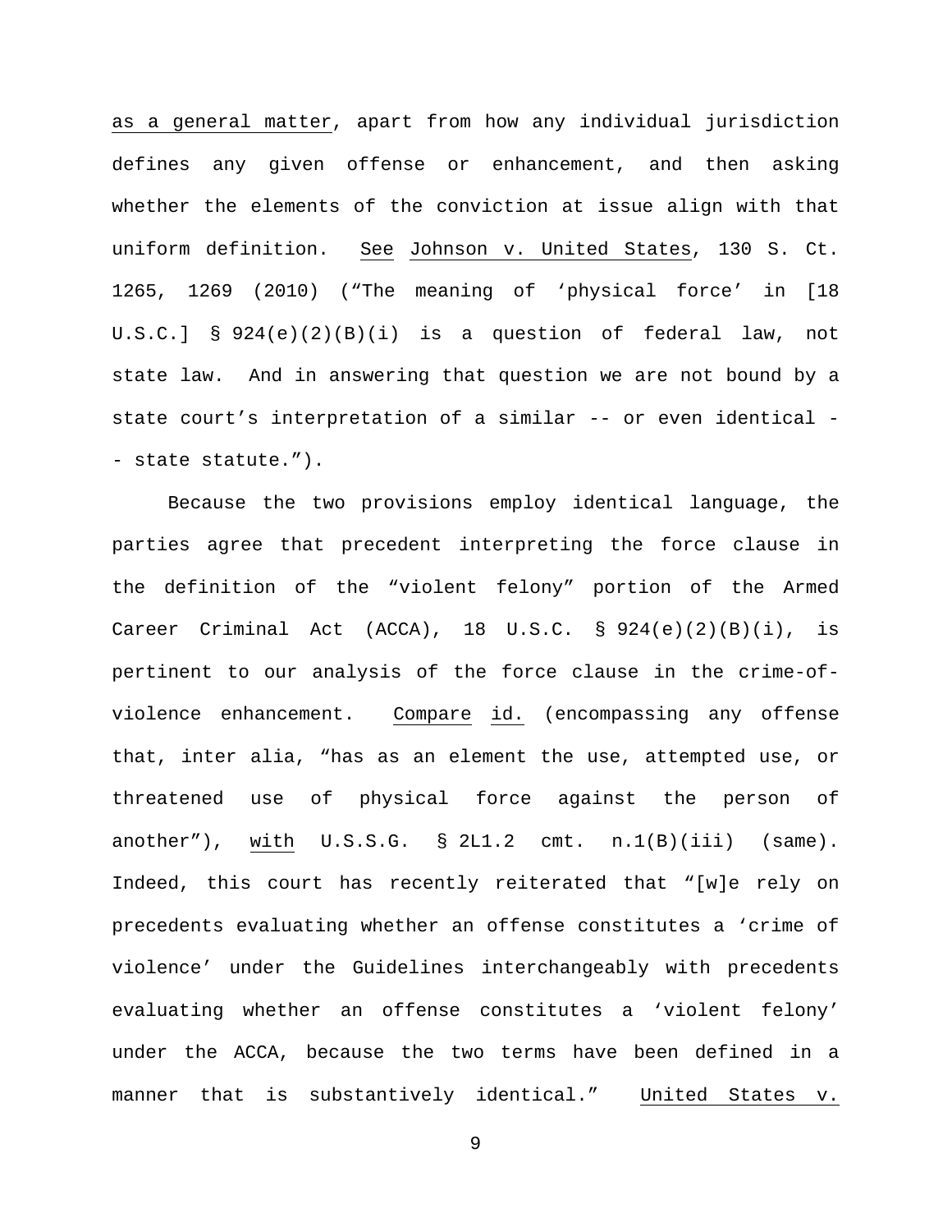as a general matter, apart from how any individual jurisdiction defines any given offense or enhancement, and then asking whether the elements of the conviction at issue align with that uniform definition. See Johnson v. United States, 130 S. Ct. 1265, 1269 (2010) ("The meaning of 'physical force' in [18 U.S.C.] § 924(e)(2)(B)(i) is a question of federal law, not state law. And in answering that question we are not bound by a state court's interpretation of a similar -- or even identical -- state statute.").

Because the two provisions employ identical language, the parties agree that precedent interpreting the force clause in the definition of the "violent felony" portion of the Armed Career Criminal Act (ACCA), 18 U.S.C. § 924(e)(2)(B)(i), is pertinent to our analysis of the force clause in the crime-of-violence enhancement. Compare id. (encompassing any offense that, inter alia, "has as an element the use, attempted use, or threatened use of physical force against the person of another"), with U.S.S.G. § 2L1.2 cmt. n.1(B)(iii) (same). Indeed, this court has recently reiterated that "[w]e rely on precedents evaluating whether an offense constitutes a 'crime of violence' under the Guidelines interchangeably with precedents evaluating whether an offense constitutes a 'violent felony' under the ACCA, because the two terms have been defined in a manner that is substantively identical." United States v.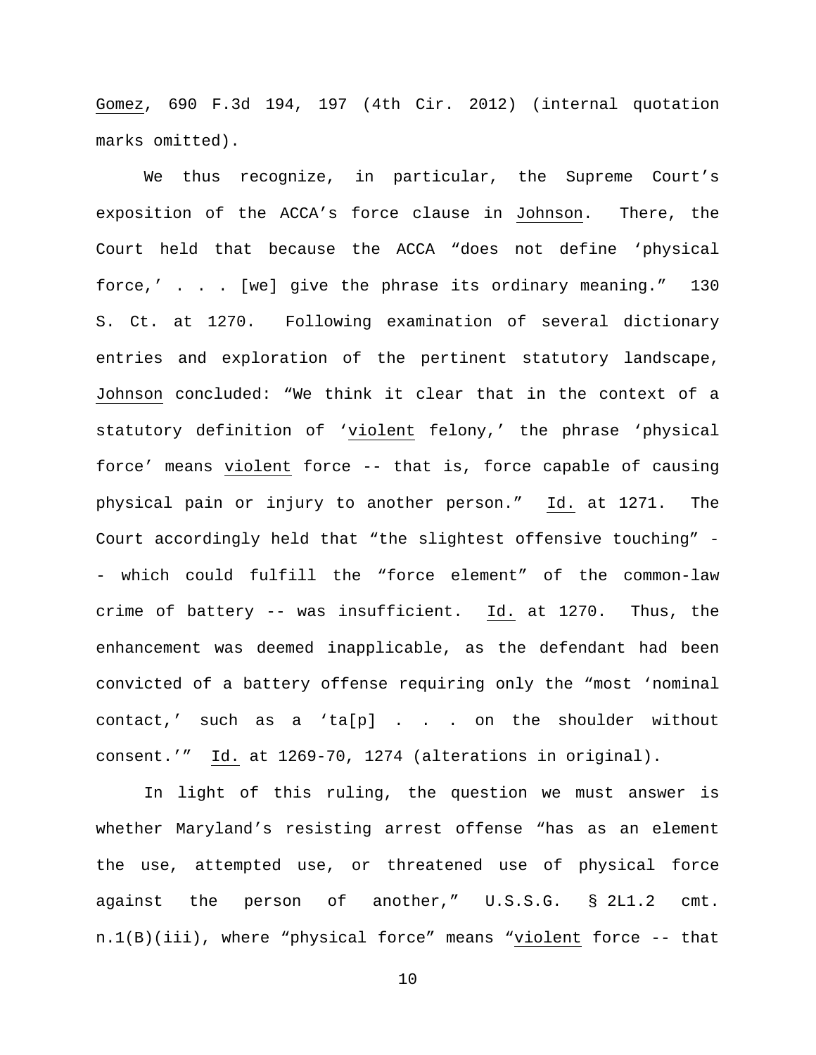Gomez, 690 F.3d 194, 197 (4th Cir. 2012) (internal quotation marks omitted).

We thus recognize, in particular, the Supreme Court's exposition of the ACCA's force clause in Johnson. There, the Court held that because the ACCA "does not define 'physical force,' . . . [we] give the phrase its ordinary meaning." 130 S. Ct. at 1270. Following examination of several dictionary entries and exploration of the pertinent statutory landscape, Johnson concluded: "We think it clear that in the context of a statutory definition of '*violent* felony,' the phrase 'physical force' means *violent* force -- that is, force capable of causing physical pain or injury to another person." Id. at 1271. The Court accordingly held that "the slightest offensive touching" -- which could fulfill the "force element" of the common-law crime of battery -- was insufficient. Id. at 1270. Thus, the enhancement was deemed inapplicable, as the defendant had been convicted of a battery offense requiring only the "most 'nominal contact,' such as a 'ta[p] . . . on the shoulder without consent.'" Id. at 1269-70, 1274 (alterations in original).

In light of this ruling, the question we must answer is whether Maryland's resisting arrest offense "has as an element the use, attempted use, or threatened use of physical force against the person of another," U.S.S.G. § 2L1.2 cmt. n.1(B)(iii), where "physical force" means "*violent* force -- that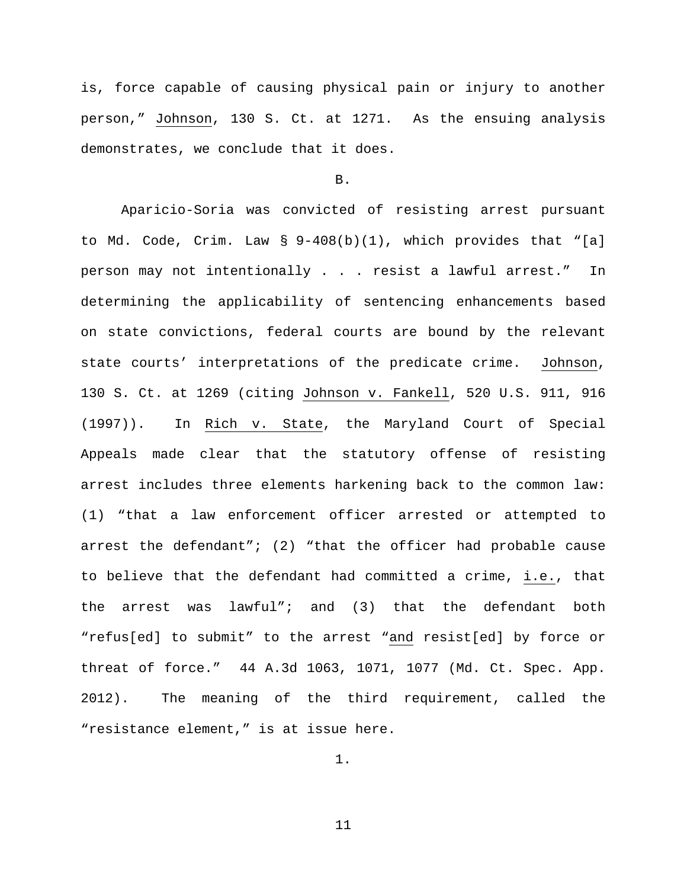is, force capable of causing physical pain or injury to another person," Johnson, 130 S. Ct. at 1271. As the ensuing analysis demonstrates, we conclude that it does.

B.

Aparicio-Soria was convicted of resisting arrest pursuant to Md. Code, Crim. Law § 9-408(b)(1), which provides that "[a] person may not intentionally . . . resist a lawful arrest." In determining the applicability of sentencing enhancements based on state convictions, federal courts are bound by the relevant state courts' interpretations of the predicate crime. Johnson, 130 S. Ct. at 1269 (citing Johnson v. Fankell, 520 U.S. 911, 916 (1997)). In Rich v. State, the Maryland Court of Special Appeals made clear that the statutory offense of resisting arrest includes three elements harkening back to the common law: (1) "that a law enforcement officer arrested or attempted to arrest the defendant"; (2) "that the officer had probable cause to believe that the defendant had committed a crime, i.e., that the arrest was lawful"; and (3) that the defendant both "refus[ed] to submit" to the arrest "and resist[ed] by force or threat of force." 44 A.3d 1063, 1071, 1077 (Md. Ct. Spec. App. 2012). The meaning of the third requirement, called the "resistance element," is at issue here.

1.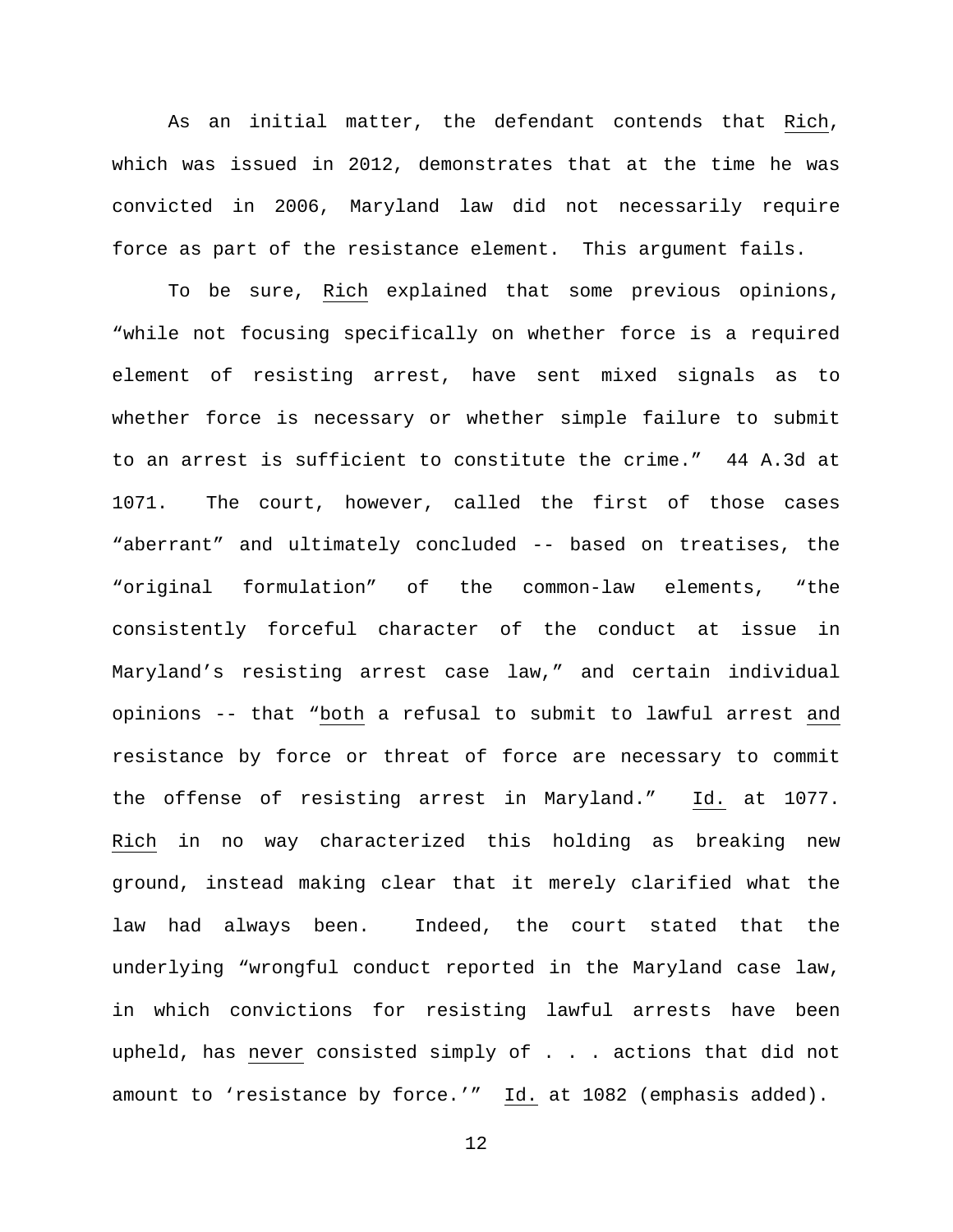As an initial matter, the defendant contends that _Rich_, which was issued in 2012, demonstrates that at the time he was convicted in 2006, Maryland law did not necessarily require force as part of the resistance element. This argument fails.

To be sure, _Rich_ explained that some previous opinions, "while not focusing specifically on whether force is a required element of resisting arrest, have sent mixed signals as to whether force is necessary or whether simple failure to submit to an arrest is sufficient to constitute the crime." 44 A.3d at 1071. The court, however, called the first of those cases "aberrant" and ultimately concluded -- based on treatises, the "original formulation" of the common-law elements, "the consistently forceful character of the conduct at issue in Maryland's resisting arrest case law," and certain individual opinions -- that "_both_ a refusal to submit to lawful arrest _and_ resistance by force or threat of force are necessary to commit the offense of resisting arrest in Maryland." _Id._ at 1077. _Rich_ in no way characterized this holding as breaking new ground, instead making clear that it merely clarified what the law had always been. Indeed, the court stated that the underlying "wrongful conduct reported in the Maryland case law, in which convictions for resisting lawful arrests have been upheld, has _never_ consisted simply of . . . actions that did not amount to 'resistance by force.'" _Id._ at 1082 (emphasis added).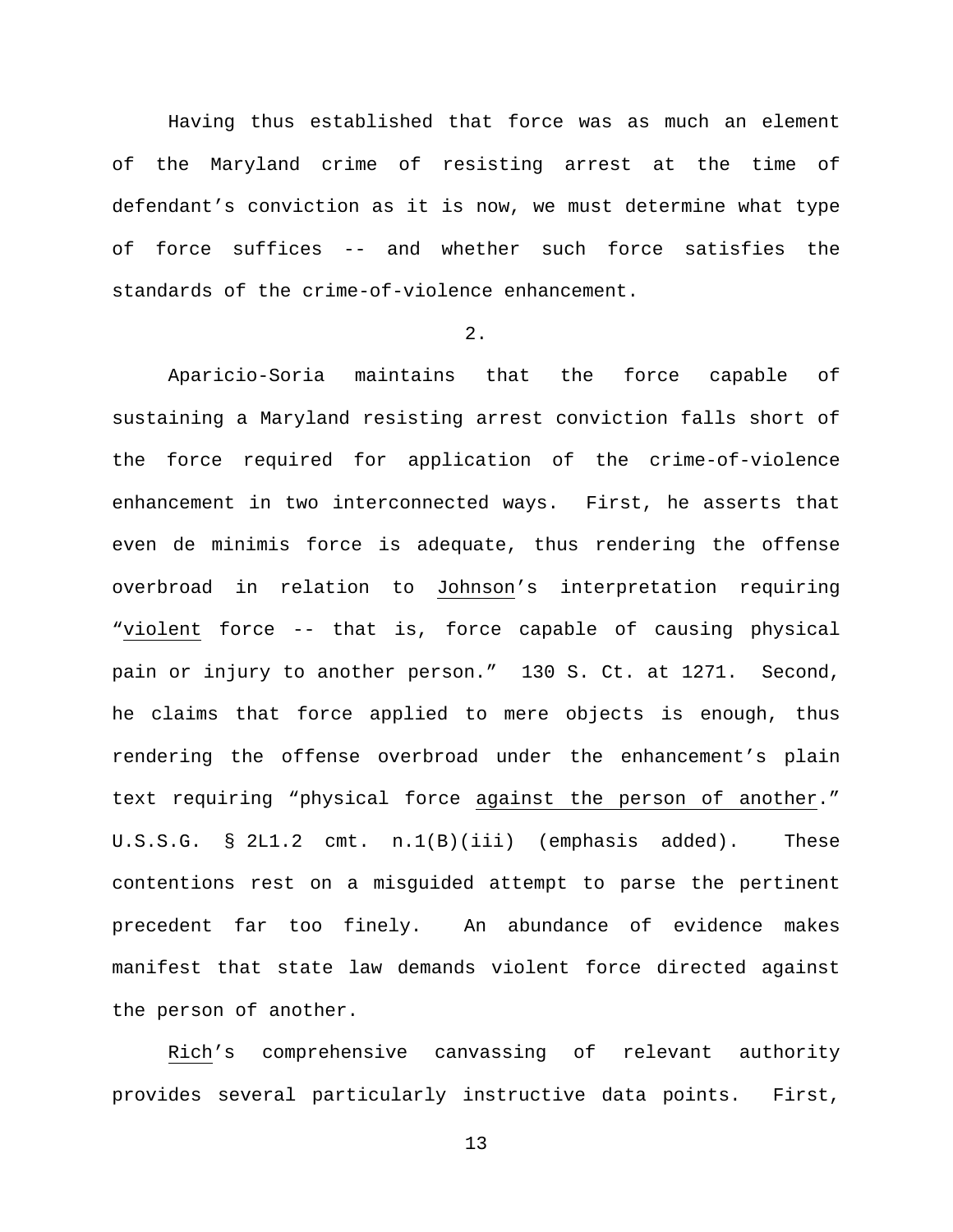Having thus established that force was as much an element of the Maryland crime of resisting arrest at the time of defendant's conviction as it is now, we must determine what type of force suffices -- and whether such force satisfies the standards of the crime-of-violence enhancement.

2.

Aparicio-Soria maintains that the force capable of sustaining a Maryland resisting arrest conviction falls short of the force required for application of the crime-of-violence enhancement in two interconnected ways. First, he asserts that even de minimis force is adequate, thus rendering the offense overbroad in relation to Johnson's interpretation requiring "violent force -- that is, force capable of causing physical pain or injury to another person." 130 S. Ct. at 1271. Second, he claims that force applied to mere objects is enough, thus rendering the offense overbroad under the enhancement's plain text requiring "physical force against the person of another." U.S.S.G. § 2L1.2 cmt. n.1(B)(iii) (emphasis added). These contentions rest on a misguided attempt to parse the pertinent precedent far too finely. An abundance of evidence makes manifest that state law demands violent force directed against the person of another.

Rich's comprehensive canvassing of relevant authority provides several particularly instructive data points. First,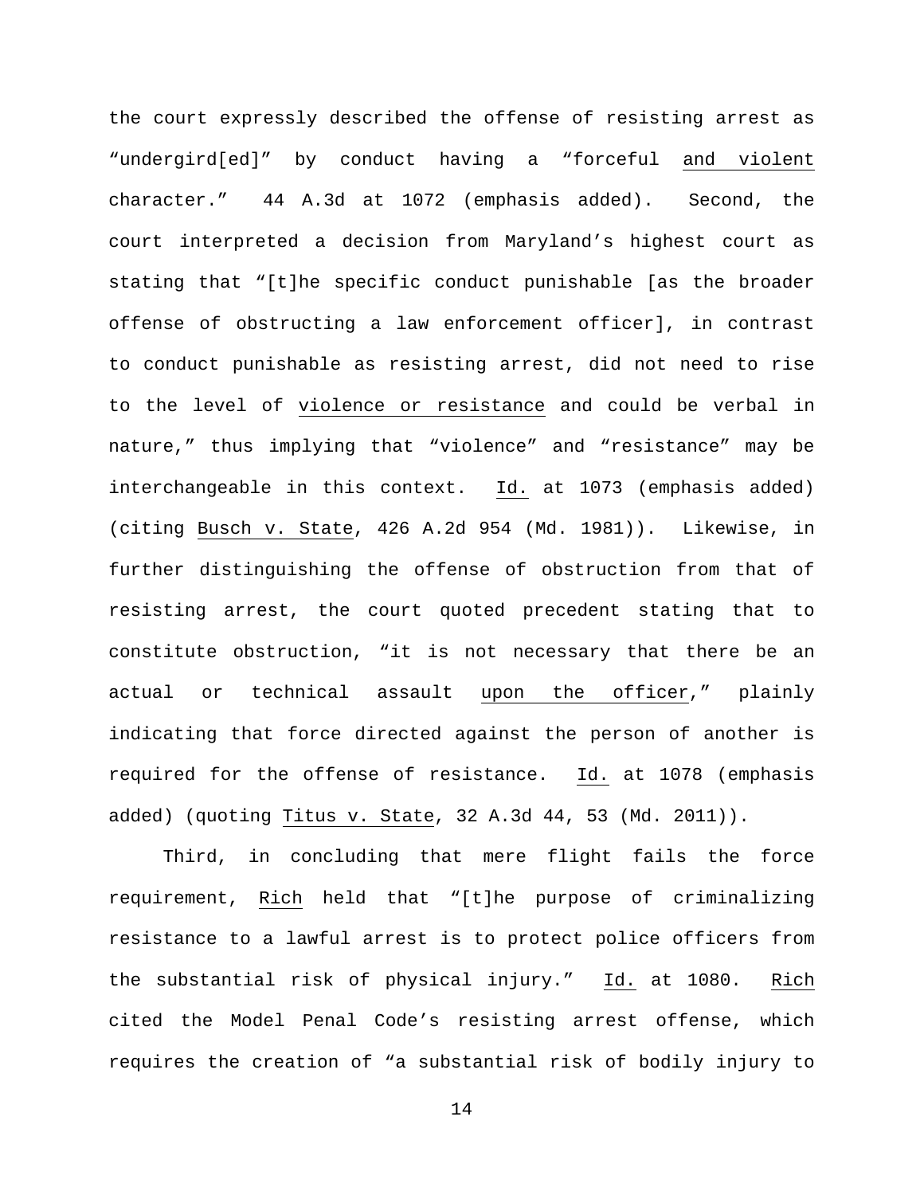the court expressly described the offense of resisting arrest as "undergird[ed]" by conduct having a "forceful <u>and violent</u> character." 44 A.3d at 1072 (emphasis added). Second, the court interpreted a decision from Maryland's highest court as stating that "[t]he specific conduct punishable [as the broader offense of obstructing a law enforcement officer], in contrast to conduct punishable as resisting arrest, did not need to rise to the level of <u>violence or resistance</u> and could be verbal in nature," thus implying that "violence" and "resistance" may be interchangeable in this context. <u>Id.</u> at 1073 (emphasis added) (citing <u>Busch v. State</u>, 426 A.2d 954 (Md. 1981)). Likewise, in further distinguishing the offense of obstruction from that of resisting arrest, the court quoted precedent stating that to constitute obstruction, "it is not necessary that there be an actual or technical assault <u>upon the officer</u>," plainly indicating that force directed against the person of another is required for the offense of resistance. <u>Id.</u> at 1078 (emphasis added) (quoting <u>Titus v. State</u>, 32 A.3d 44, 53 (Md. 2011)).

Third, in concluding that mere flight fails the force requirement, <u>Rich</u> held that "[t]he purpose of criminalizing resistance to a lawful arrest is to protect police officers from the substantial risk of physical injury." <u>Id.</u> at 1080. <u>Rich</u> cited the Model Penal Code's resisting arrest offense, which requires the creation of "a substantial risk of bodily injury to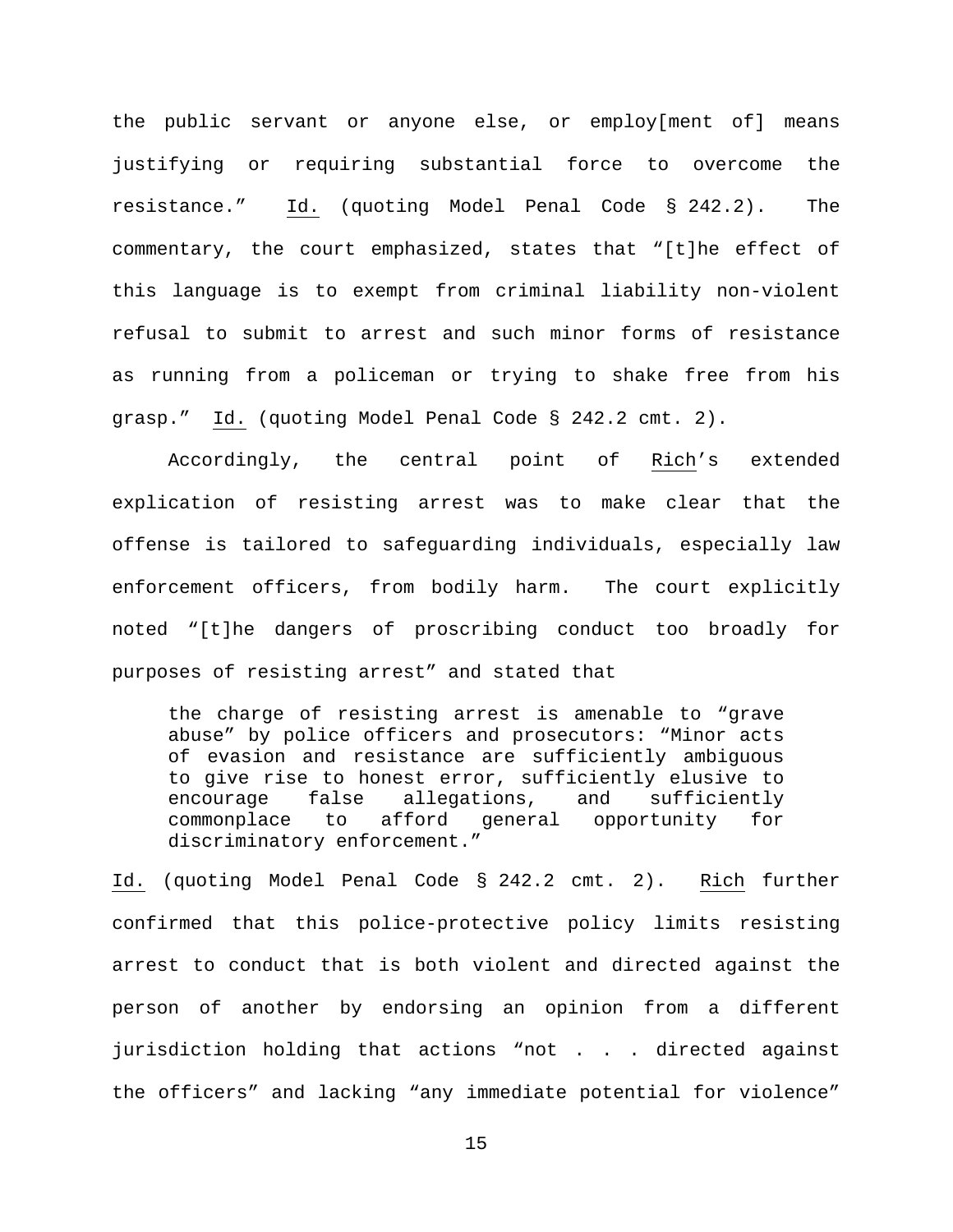the public servant or anyone else, or employ[ment of] means justifying or requiring substantial force to overcome the resistance." Id. (quoting Model Penal Code § 242.2). The commentary, the court emphasized, states that "[t]he effect of this language is to exempt from criminal liability non-violent refusal to submit to arrest and such minor forms of resistance as running from a policeman or trying to shake free from his grasp." Id. (quoting Model Penal Code § 242.2 cmt. 2).

Accordingly, the central point of Rich's extended explication of resisting arrest was to make clear that the offense is tailored to safeguarding individuals, especially law enforcement officers, from bodily harm. The court explicitly noted "[t]he dangers of proscribing conduct too broadly for purposes of resisting arrest" and stated that

> the charge of resisting arrest is amenable to "grave abuse" by police officers and prosecutors: "Minor acts of evasion and resistance are sufficiently ambiguous to give rise to honest error, sufficiently elusive to encourage false allegations, and sufficiently commonplace to afford general opportunity for discriminatory enforcement."

Id. (quoting Model Penal Code § 242.2 cmt. 2). Rich further confirmed that this police-protective policy limits resisting arrest to conduct that is both violent and directed against the person of another by endorsing an opinion from a different jurisdiction holding that actions "not . . . directed against the officers" and lacking "any immediate potential for violence"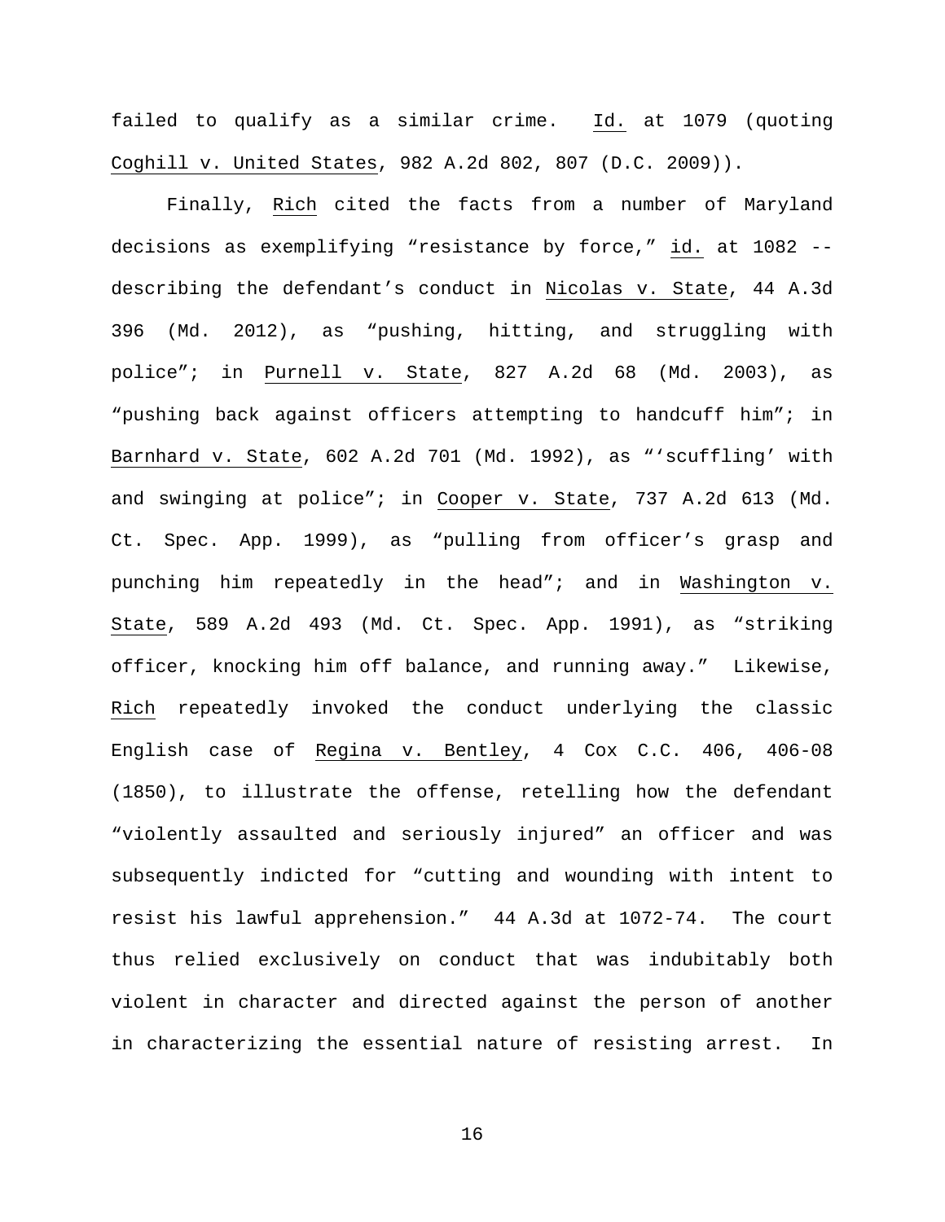failed to qualify as a similar crime. Id. at 1079 (quoting Coghill v. United States, 982 A.2d 802, 807 (D.C. 2009)).

Finally, Rich cited the facts from a number of Maryland decisions as exemplifying "resistance by force," id. at 1082 -- describing the defendant's conduct in Nicolas v. State, 44 A.3d 396 (Md. 2012), as "pushing, hitting, and struggling with police"; in Purnell v. State, 827 A.2d 68 (Md. 2003), as "pushing back against officers attempting to handcuff him"; in Barnhard v. State, 602 A.2d 701 (Md. 1992), as "'scuffling' with and swinging at police"; in Cooper v. State, 737 A.2d 613 (Md. Ct. Spec. App. 1999), as "pulling from officer's grasp and punching him repeatedly in the head"; and in Washington v. State, 589 A.2d 493 (Md. Ct. Spec. App. 1991), as "striking officer, knocking him off balance, and running away." Likewise, Rich repeatedly invoked the conduct underlying the classic English case of Regina v. Bentley, 4 Cox C.C. 406, 406-08 (1850), to illustrate the offense, retelling how the defendant "violently assaulted and seriously injured" an officer and was subsequently indicted for "cutting and wounding with intent to resist his lawful apprehension." 44 A.3d at 1072-74. The court thus relied exclusively on conduct that was indubitably both violent in character and directed against the person of another in characterizing the essential nature of resisting arrest. In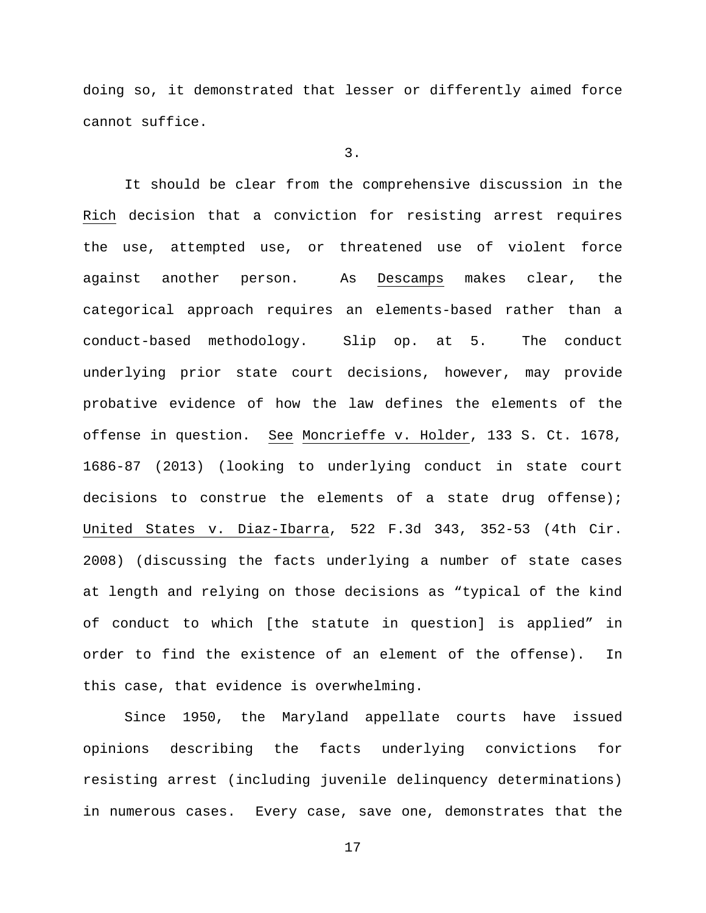doing so, it demonstrated that lesser or differently aimed force cannot suffice.

3.

It should be clear from the comprehensive discussion in the Rich decision that a conviction for resisting arrest requires the use, attempted use, or threatened use of violent force against another person. As Descamps makes clear, the categorical approach requires an elements-based rather than a conduct-based methodology. Slip op. at 5. The conduct underlying prior state court decisions, however, may provide probative evidence of how the law defines the elements of the offense in question. See Moncrieffe v. Holder, 133 S. Ct. 1678, 1686-87 (2013) (looking to underlying conduct in state court decisions to construe the elements of a state drug offense); United States v. Diaz-Ibarra, 522 F.3d 343, 352-53 (4th Cir. 2008) (discussing the facts underlying a number of state cases at length and relying on those decisions as "typical of the kind of conduct to which [the statute in question] is applied" in order to find the existence of an element of the offense). In this case, that evidence is overwhelming.

Since 1950, the Maryland appellate courts have issued opinions describing the facts underlying convictions for resisting arrest (including juvenile delinquency determinations) in numerous cases. Every case, save one, demonstrates that the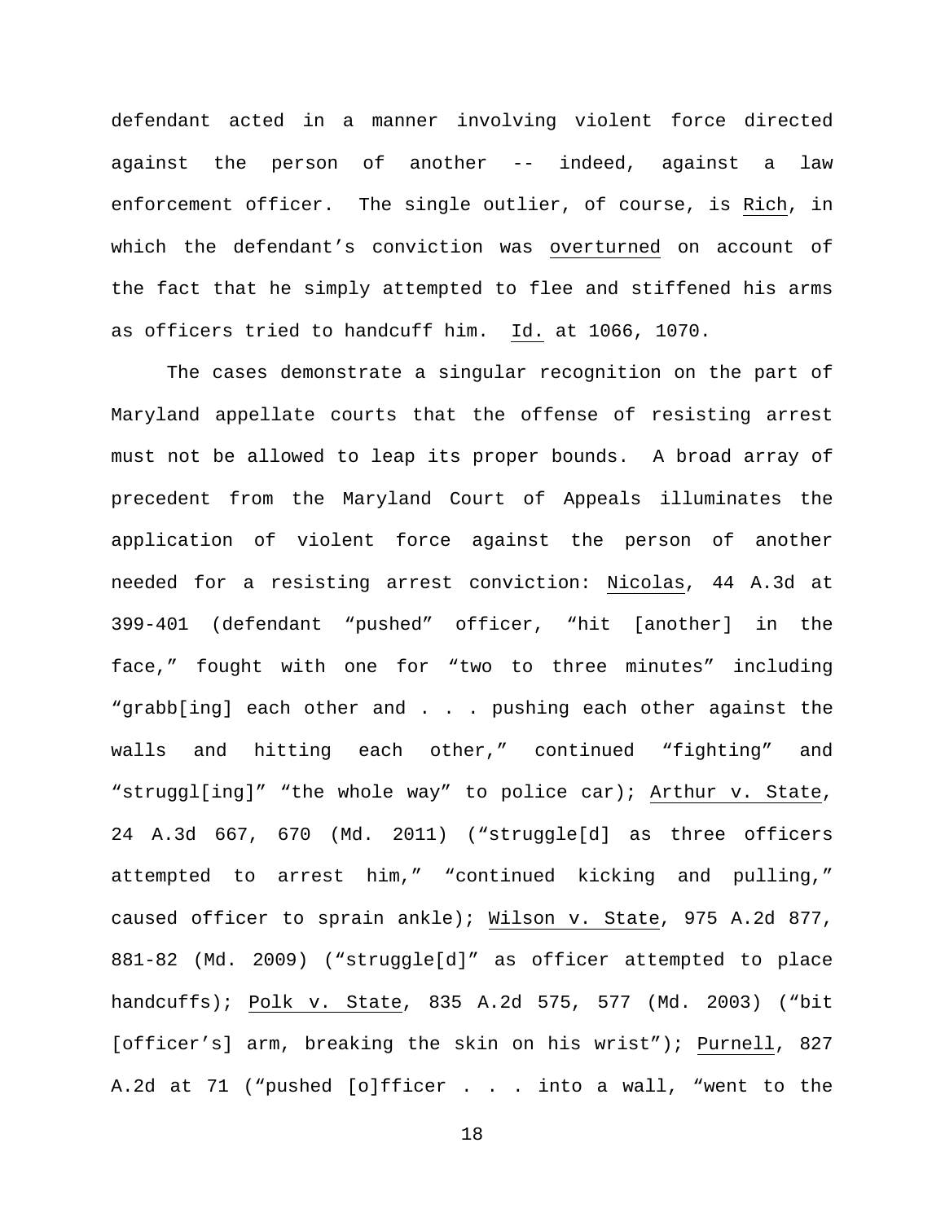defendant acted in a manner involving violent force directed against the person of another -- indeed, against a law enforcement officer. The single outlier, of course, is Rich, in which the defendant's conviction was overturned on account of the fact that he simply attempted to flee and stiffened his arms as officers tried to handcuff him. Id. at 1066, 1070.

The cases demonstrate a singular recognition on the part of Maryland appellate courts that the offense of resisting arrest must not be allowed to leap its proper bounds. A broad array of precedent from the Maryland Court of Appeals illuminates the application of violent force against the person of another needed for a resisting arrest conviction: Nicolas, 44 A.3d at 399-401 (defendant "pushed" officer, "hit [another] in the face," fought with one for "two to three minutes" including "grabb[ing] each other and . . . pushing each other against the walls and hitting each other," continued "fighting" and "struggl[ing]" "the whole way" to police car); Arthur v. State, 24 A.3d 667, 670 (Md. 2011) ("struggle[d] as three officers attempted to arrest him," "continued kicking and pulling," caused officer to sprain ankle); Wilson v. State, 975 A.2d 877, 881-82 (Md. 2009) ("struggle[d]" as officer attempted to place handcuffs); Polk v. State, 835 A.2d 575, 577 (Md. 2003) ("bit [officer's] arm, breaking the skin on his wrist"); Purnell, 827 A.2d at 71 ("pushed [o]fficer . . . into a wall, "went to the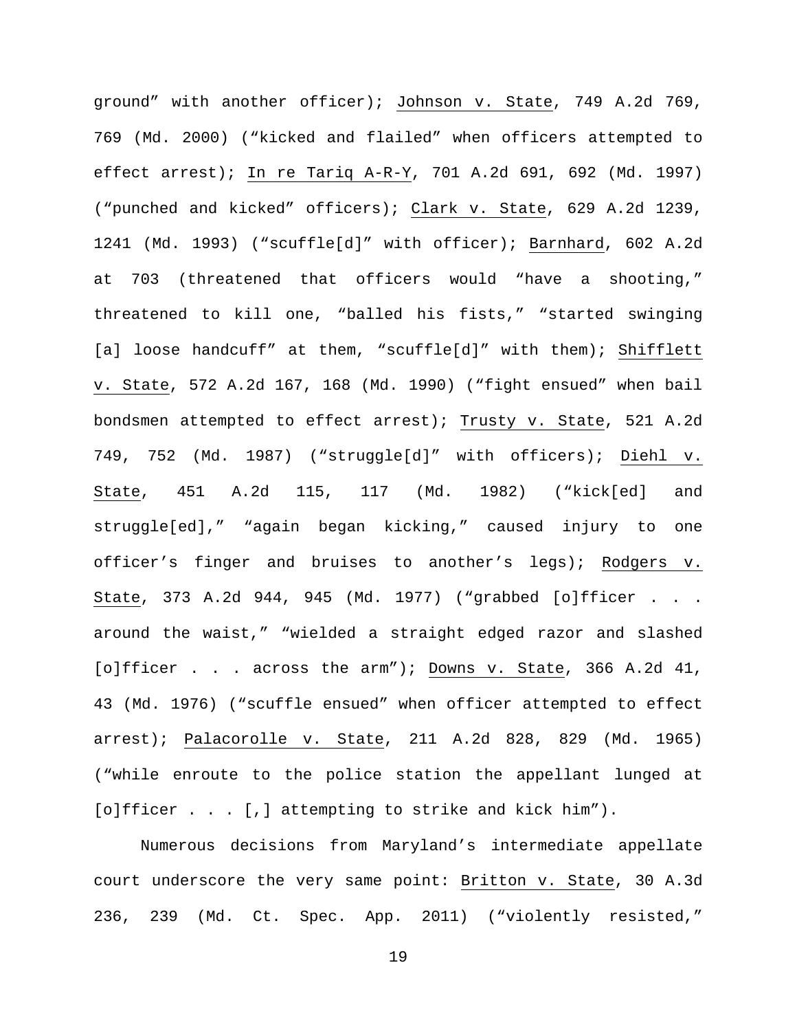ground" with another officer); Johnson v. State, 749 A.2d 769, 769 (Md. 2000) ("kicked and flailed" when officers attempted to effect arrest); In re Tariq A-R-Y, 701 A.2d 691, 692 (Md. 1997) ("punched and kicked" officers); Clark v. State, 629 A.2d 1239, 1241 (Md. 1993) ("scuffle[d]" with officer); Barnhard, 602 A.2d at 703 (threatened that officers would "have a shooting," threatened to kill one, "balled his fists," "started swinging [a] loose handcuff" at them, "scuffle[d]" with them); Shifflett v. State, 572 A.2d 167, 168 (Md. 1990) ("fight ensued" when bail bondsmen attempted to effect arrest); Trusty v. State, 521 A.2d 749, 752 (Md. 1987) ("struggle[d]" with officers); Diehl v. State, 451 A.2d 115, 117 (Md. 1982) ("kick[ed] and struggle[ed]," "again began kicking," caused injury to one officer's finger and bruises to another's legs); Rodgers v. State, 373 A.2d 944, 945 (Md. 1977) ("grabbed [o]fficer . . . around the waist," "wielded a straight edged razor and slashed [o]fficer . . . across the arm"); Downs v. State, 366 A.2d 41, 43 (Md. 1976) ("scuffle ensued" when officer attempted to effect arrest); Palacorolle v. State, 211 A.2d 828, 829 (Md. 1965) ("while enroute to the police station the appellant lunged at [o]fficer . . . [,] attempting to strike and kick him").

Numerous decisions from Maryland's intermediate appellate court underscore the very same point: Britton v. State, 30 A.3d 236, 239 (Md. Ct. Spec. App. 2011) ("violently resisted,"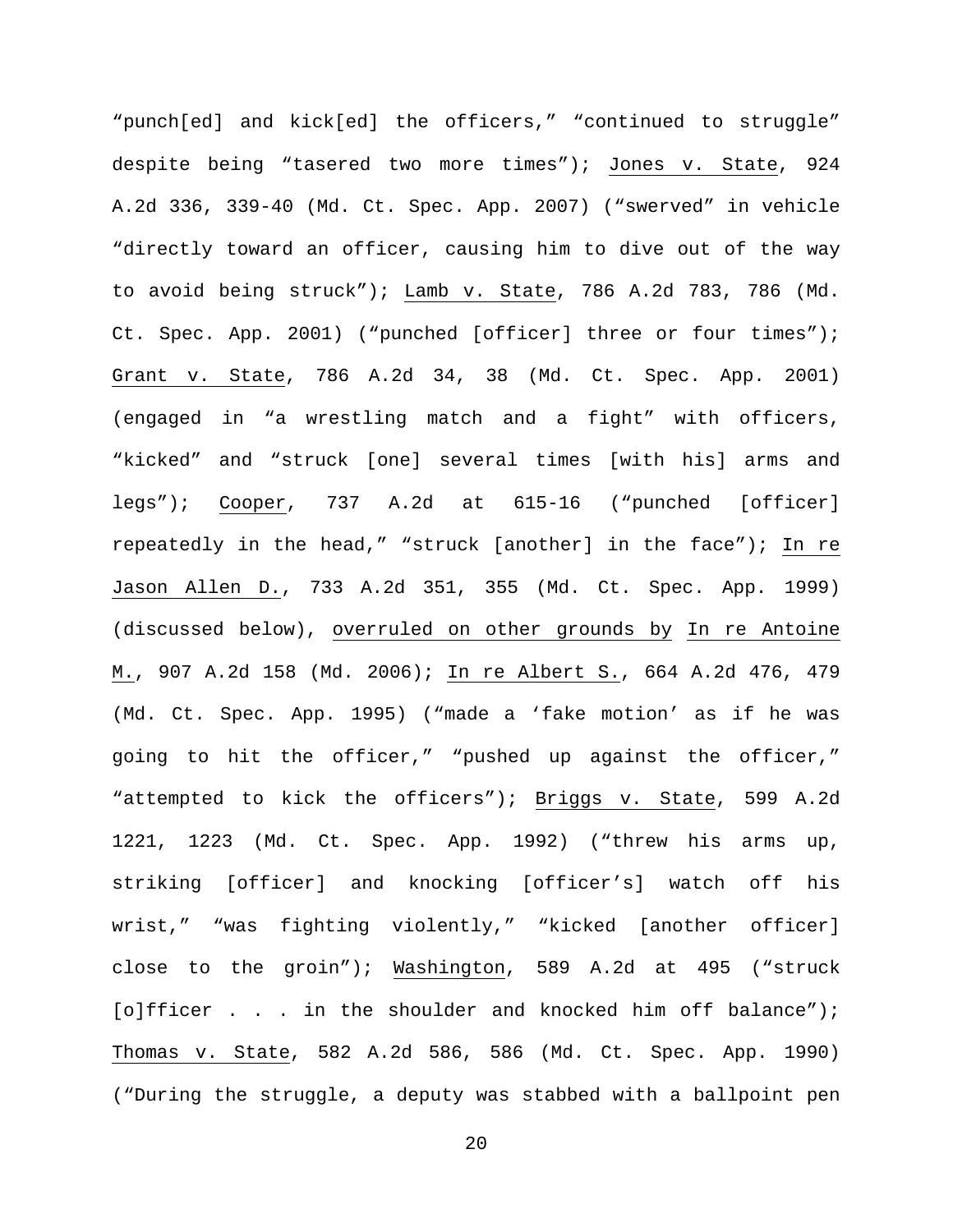"punch[ed] and kick[ed] the officers," "continued to struggle" despite being "tasered two more times"); Jones v. State, 924 A.2d 336, 339-40 (Md. Ct. Spec. App. 2007) ("swerved" in vehicle "directly toward an officer, causing him to dive out of the way to avoid being struck"); Lamb v. State, 786 A.2d 783, 786 (Md. Ct. Spec. App. 2001) ("punched [officer] three or four times"); Grant v. State, 786 A.2d 34, 38 (Md. Ct. Spec. App. 2001) (engaged in "a wrestling match and a fight" with officers, "kicked" and "struck [one] several times [with his] arms and legs"); Cooper, 737 A.2d at 615-16 ("punched [officer] repeatedly in the head," "struck [another] in the face"); In re Jason Allen D., 733 A.2d 351, 355 (Md. Ct. Spec. App. 1999) (discussed below), overruled on other grounds by In re Antoine M., 907 A.2d 158 (Md. 2006); In re Albert S., 664 A.2d 476, 479 (Md. Ct. Spec. App. 1995) ("made a 'fake motion' as if he was going to hit the officer," "pushed up against the officer," "attempted to kick the officers"); Briggs v. State, 599 A.2d 1221, 1223 (Md. Ct. Spec. App. 1992) ("threw his arms up, striking [officer] and knocking [officer's] watch off his wrist," "was fighting violently," "kicked [another officer] close to the groin"); Washington, 589 A.2d at 495 ("struck [o]fficer . . . in the shoulder and knocked him off balance"); Thomas v. State, 582 A.2d 586, 586 (Md. Ct. Spec. App. 1990) ("During the struggle, a deputy was stabbed with a ballpoint pen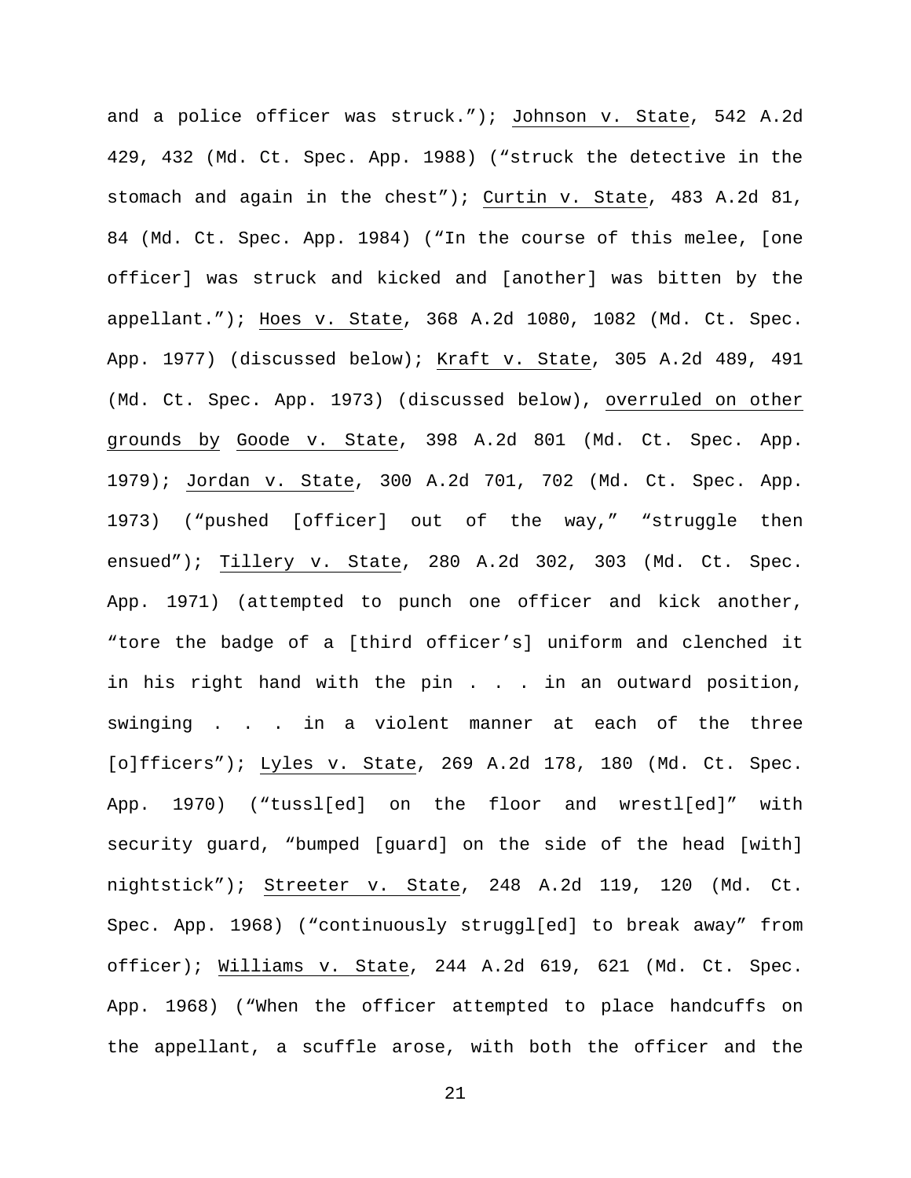and a police officer was struck."); Johnson v. State, 542 A.2d 429, 432 (Md. Ct. Spec. App. 1988) ("struck the detective in the stomach and again in the chest"); Curtin v. State, 483 A.2d 81, 84 (Md. Ct. Spec. App. 1984) ("In the course of this melee, [one officer] was struck and kicked and [another] was bitten by the appellant."); Hoes v. State, 368 A.2d 1080, 1082 (Md. Ct. Spec. App. 1977) (discussed below); Kraft v. State, 305 A.2d 489, 491 (Md. Ct. Spec. App. 1973) (discussed below), overruled on other grounds by Goode v. State, 398 A.2d 801 (Md. Ct. Spec. App. 1979); Jordan v. State, 300 A.2d 701, 702 (Md. Ct. Spec. App. 1973) ("pushed [officer] out of the way," "struggle then ensued"); Tillery v. State, 280 A.2d 302, 303 (Md. Ct. Spec. App. 1971) (attempted to punch one officer and kick another, "tore the badge of a [third officer's] uniform and clenched it in his right hand with the pin . . . in an outward position, swinging . . . in a violent manner at each of the three [o]fficers"); Lyles v. State, 269 A.2d 178, 180 (Md. Ct. Spec. App. 1970) ("tussl[ed] on the floor and wrestl[ed]" with security guard, "bumped [guard] on the side of the head [with] nightstick"); Streeter v. State, 248 A.2d 119, 120 (Md. Ct. Spec. App. 1968) ("continuously struggl[ed] to break away" from officer); Williams v. State, 244 A.2d 619, 621 (Md. Ct. Spec. App. 1968) ("When the officer attempted to place handcuffs on the appellant, a scuffle arose, with both the officer and the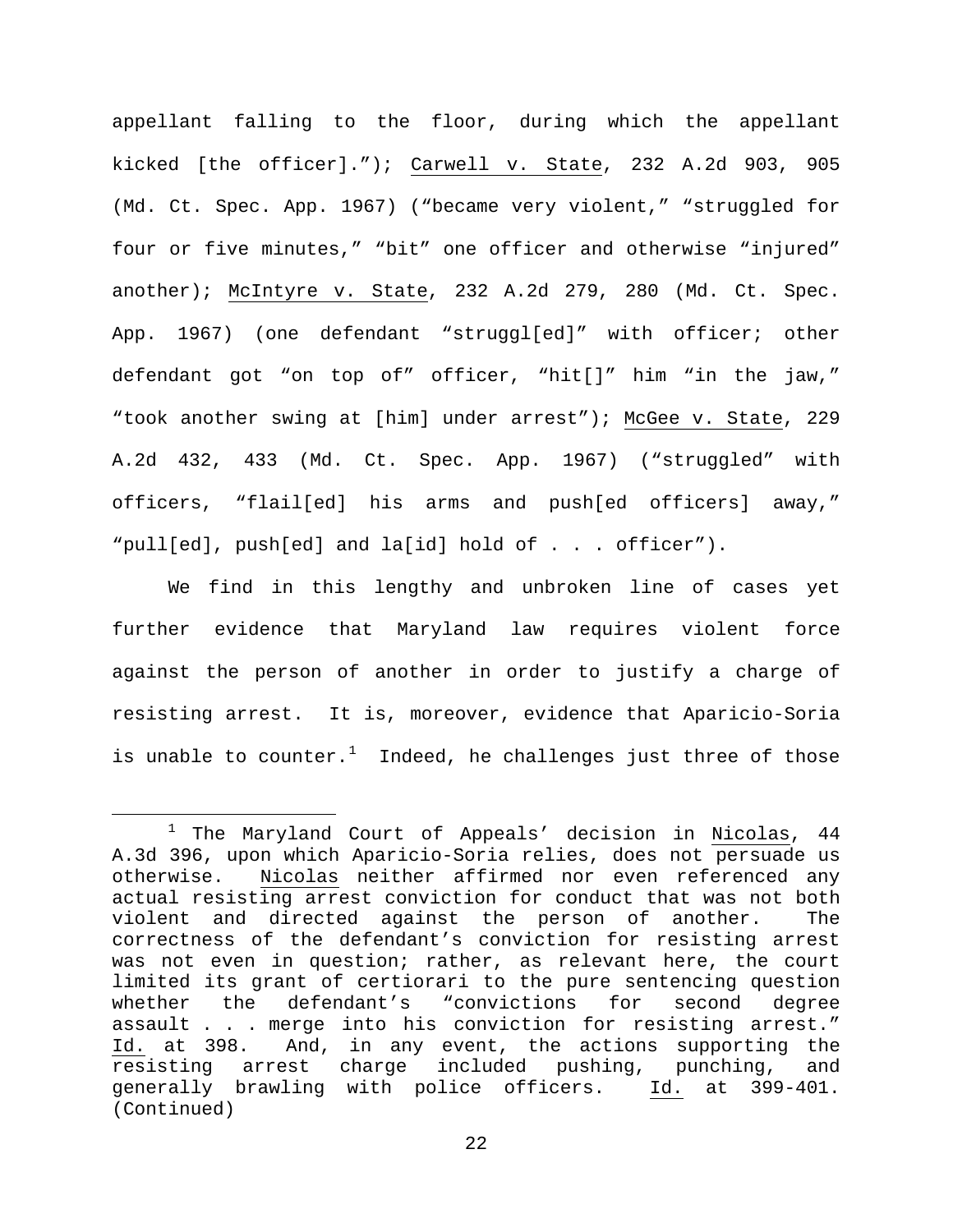appellant falling to the floor, during which the appellant kicked [the officer]."); Carwell v. State, 232 A.2d 903, 905 (Md. Ct. Spec. App. 1967) ("became very violent," "struggled for four or five minutes," "bit" one officer and otherwise "injured" another); McIntyre v. State, 232 A.2d 279, 280 (Md. Ct. Spec. App. 1967) (one defendant "struggl[ed]" with officer; other defendant got "on top of" officer, "hit[]" him "in the jaw," "took another swing at [him] under arrest"); McGee v. State, 229 A.2d 432, 433 (Md. Ct. Spec. App. 1967) ("struggled" with officers, "flail[ed] his arms and push[ed officers] away," "pull[ed], push[ed] and la[id] hold of . . . officer").

We find in this lengthy and unbroken line of cases yet further evidence that Maryland law requires violent force against the person of another in order to justify a charge of resisting arrest. It is, moreover, evidence that Aparicio-Soria is unable to counter.[1] Indeed, he challenges just three of those

[1] The Maryland Court of Appeals' decision in Nicolas, 44 A.3d 396, upon which Aparicio-Soria relies, does not persuade us otherwise. Nicolas neither affirmed nor even referenced any actual resisting arrest conviction for conduct that was not both violent and directed against the person of another. The correctness of the defendant's conviction for resisting arrest was not even in question; rather, as relevant here, the court limited its grant of certiorari to the pure sentencing question whether the defendant's "convictions for second degree assault . . . merge into his conviction for resisting arrest." Id. at 398. And, in any event, the actions supporting the resisting arrest charge included pushing, punching, and generally brawling with police officers. Id. at 399-401. (Continued)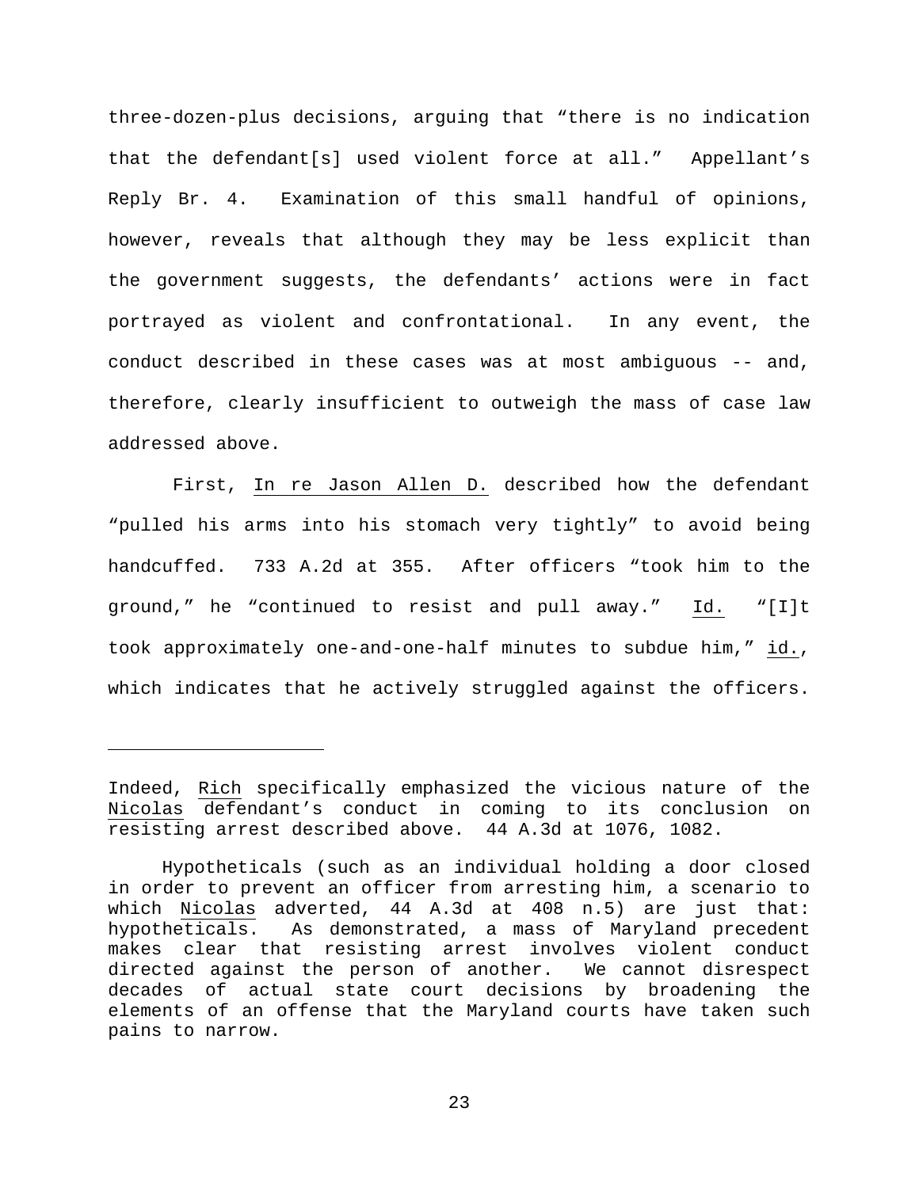three-dozen-plus decisions, arguing that “there is no indication that the defendant[s] used violent force at all.” Appellant’s Reply Br. 4. Examination of this small handful of opinions, however, reveals that although they may be less explicit than the government suggests, the defendants’ actions were in fact portrayed as violent and confrontational. In any event, the conduct described in these cases was at most ambiguous -- and, therefore, clearly insufficient to outweigh the mass of case law addressed above.

First, In re Jason Allen D. described how the defendant “pulled his arms into his stomach very tightly” to avoid being handcuffed. 733 A.2d at 355. After officers “took him to the ground,” he “continued to resist and pull away.” Id. “[I]t took approximately one-and-one-half minutes to subdue him,” id., which indicates that he actively struggled against the officers.

---

Indeed, Rich specifically emphasized the vicious nature of the Nicolas defendant’s conduct in coming to its conclusion on resisting arrest described above. 44 A.3d at 1076, 1082.

Hypotheticals (such as an individual holding a door closed in order to prevent an officer from arresting him, a scenario to which Nicolas adverted, 44 A.3d at 408 n.5) are just that: hypotheticals. As demonstrated, a mass of Maryland precedent makes clear that resisting arrest involves violent conduct directed against the person of another. We cannot disrespect decades of actual state court decisions by broadening the elements of an offense that the Maryland courts have taken such pains to narrow.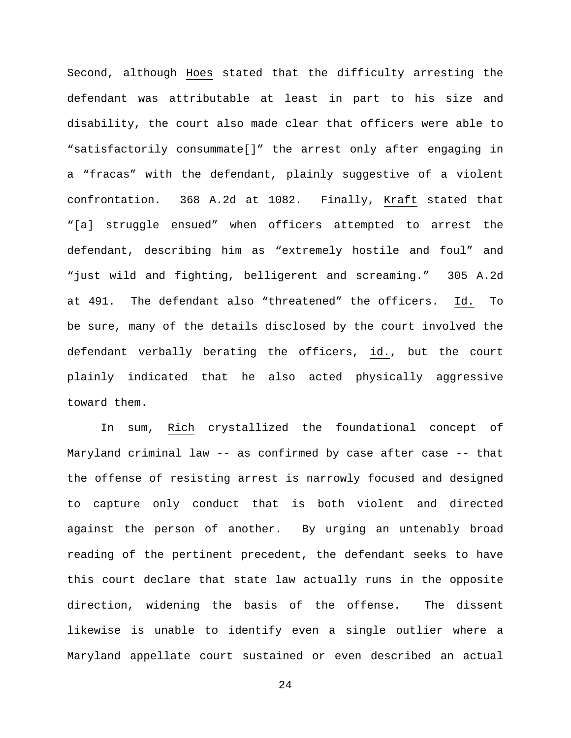Second, although Hoes stated that the difficulty arresting the defendant was attributable at least in part to his size and disability, the court also made clear that officers were able to "satisfactorily consummate[]" the arrest only after engaging in a "fracas" with the defendant, plainly suggestive of a violent confrontation. 368 A.2d at 1082. Finally, Kraft stated that "[a] struggle ensued" when officers attempted to arrest the defendant, describing him as "extremely hostile and foul" and "just wild and fighting, belligerent and screaming." 305 A.2d at 491. The defendant also "threatened" the officers. Id. To be sure, many of the details disclosed by the court involved the defendant verbally berating the officers, id., but the court plainly indicated that he also acted physically aggressive toward them.

In sum, Rich crystallized the foundational concept of Maryland criminal law -- as confirmed by case after case -- that the offense of resisting arrest is narrowly focused and designed to capture only conduct that is both violent and directed against the person of another. By urging an untenably broad reading of the pertinent precedent, the defendant seeks to have this court declare that state law actually runs in the opposite direction, widening the basis of the offense. The dissent likewise is unable to identify even a single outlier where a Maryland appellate court sustained or even described an actual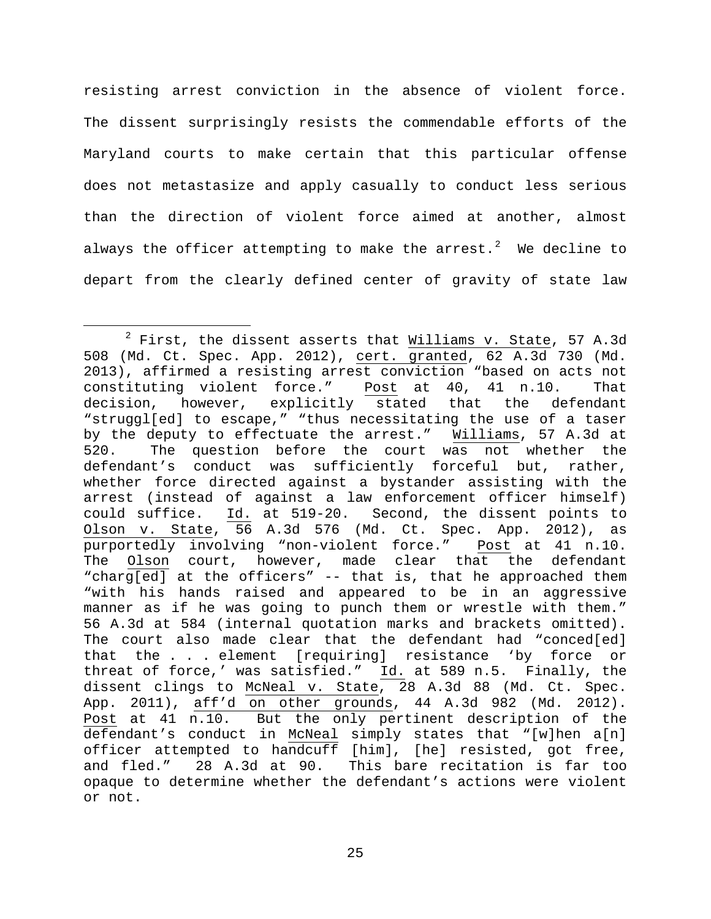resisting arrest conviction in the absence of violent force. The dissent surprisingly resists the commendable efforts of the Maryland courts to make certain that this particular offense does not metastasize and apply casually to conduct less serious than the direction of violent force aimed at another, almost always the officer attempting to make the arrest.[2] We decline to depart from the clearly defined center of gravity of state law

---

[2] First, the dissent asserts that Williams v. State, 57 A.3d 508 (Md. Ct. Spec. App. 2012), cert. granted, 62 A.3d 730 (Md. 2013), affirmed a resisting arrest conviction "based on acts not constituting violent force." Post at 40, 41 n.10. That decision, however, explicitly stated that the defendant "struggl[ed] to escape," "thus necessitating the use of a taser by the deputy to effectuate the arrest." Williams, 57 A.3d at 520. The question before the court was not whether the defendant's conduct was sufficiently forceful but, rather, whether force directed against a bystander assisting with the arrest (instead of against a law enforcement officer himself) could suffice. Id. at 519-20. Second, the dissent points to Olson v. State, 56 A.3d 576 (Md. Ct. Spec. App. 2012), as purportedly involving "non-violent force." Post at 41 n.10. The Olson court, however, made clear that the defendant "charg[ed] at the officers" -- that is, that he approached them "with his hands raised and appeared to be in an aggressive manner as if he was going to punch them or wrestle with them." 56 A.3d at 584 (internal quotation marks and brackets omitted). The court also made clear that the defendant had "conced[ed] that the . . . element [requiring] resistance 'by force or threat of force,' was satisfied." Id. at 589 n.5. Finally, the dissent clings to McNeal v. State, 28 A.3d 88 (Md. Ct. Spec. App. 2011), aff'd on other grounds, 44 A.3d 982 (Md. 2012). Post at 41 n.10. But the only pertinent description of the defendant's conduct in McNeal simply states that "[w]hen a[n] officer attempted to handcuff [him], [he] resisted, got free, and fled." 28 A.3d at 90. This bare recitation is far too opaque to determine whether the defendant's actions were violent or not.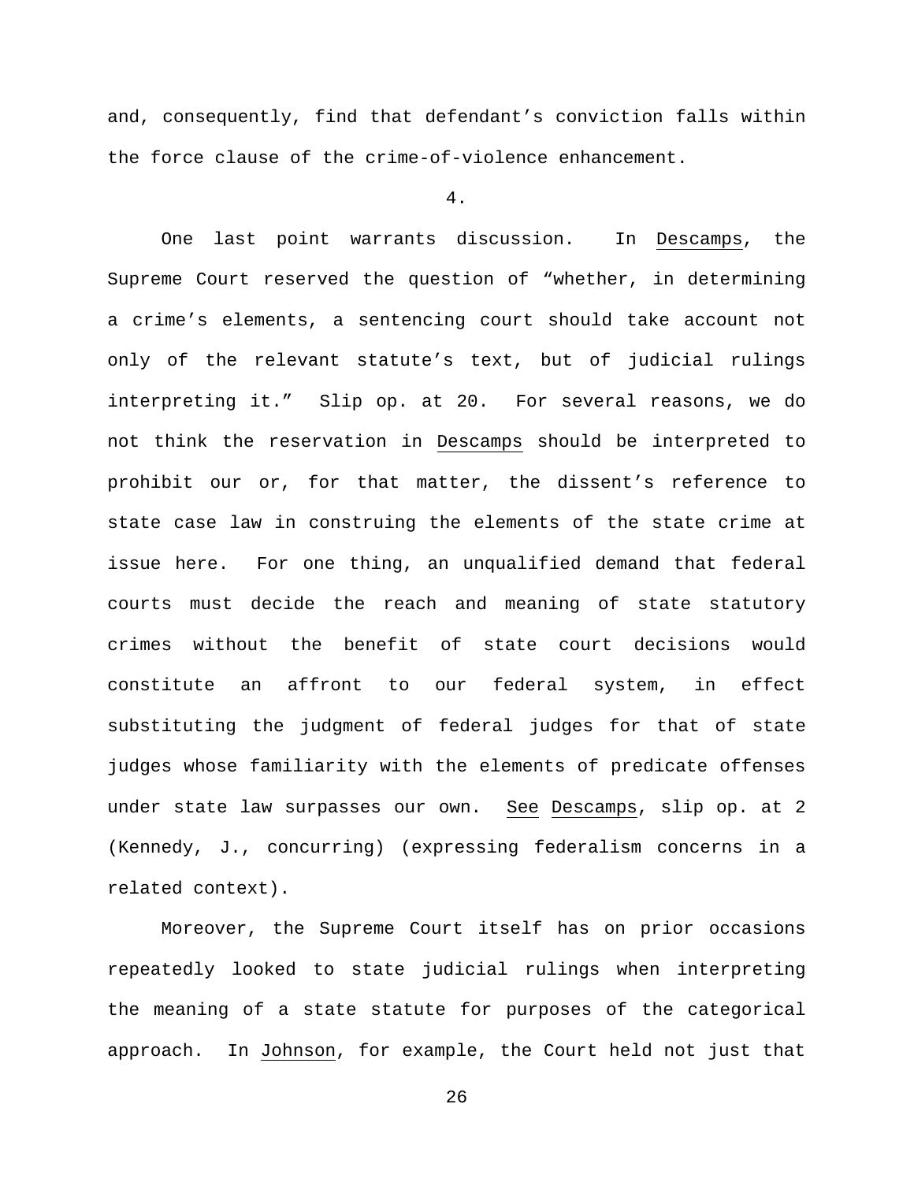and, consequently, find that defendant's conviction falls within the force clause of the crime-of-violence enhancement.

4.

One last point warrants discussion. In Descamps, the Supreme Court reserved the question of "whether, in determining a crime's elements, a sentencing court should take account not only of the relevant statute's text, but of judicial rulings interpreting it." Slip op. at 20. For several reasons, we do not think the reservation in Descamps should be interpreted to prohibit our or, for that matter, the dissent's reference to state case law in construing the elements of the state crime at issue here. For one thing, an unqualified demand that federal courts must decide the reach and meaning of state statutory crimes without the benefit of state court decisions would constitute an affront to our federal system, in effect substituting the judgment of federal judges for that of state judges whose familiarity with the elements of predicate offenses under state law surpasses our own. See Descamps, slip op. at 2 (Kennedy, J., concurring) (expressing federalism concerns in a related context).

Moreover, the Supreme Court itself has on prior occasions repeatedly looked to state judicial rulings when interpreting the meaning of a state statute for purposes of the categorical approach. In Johnson, for example, the Court held not just that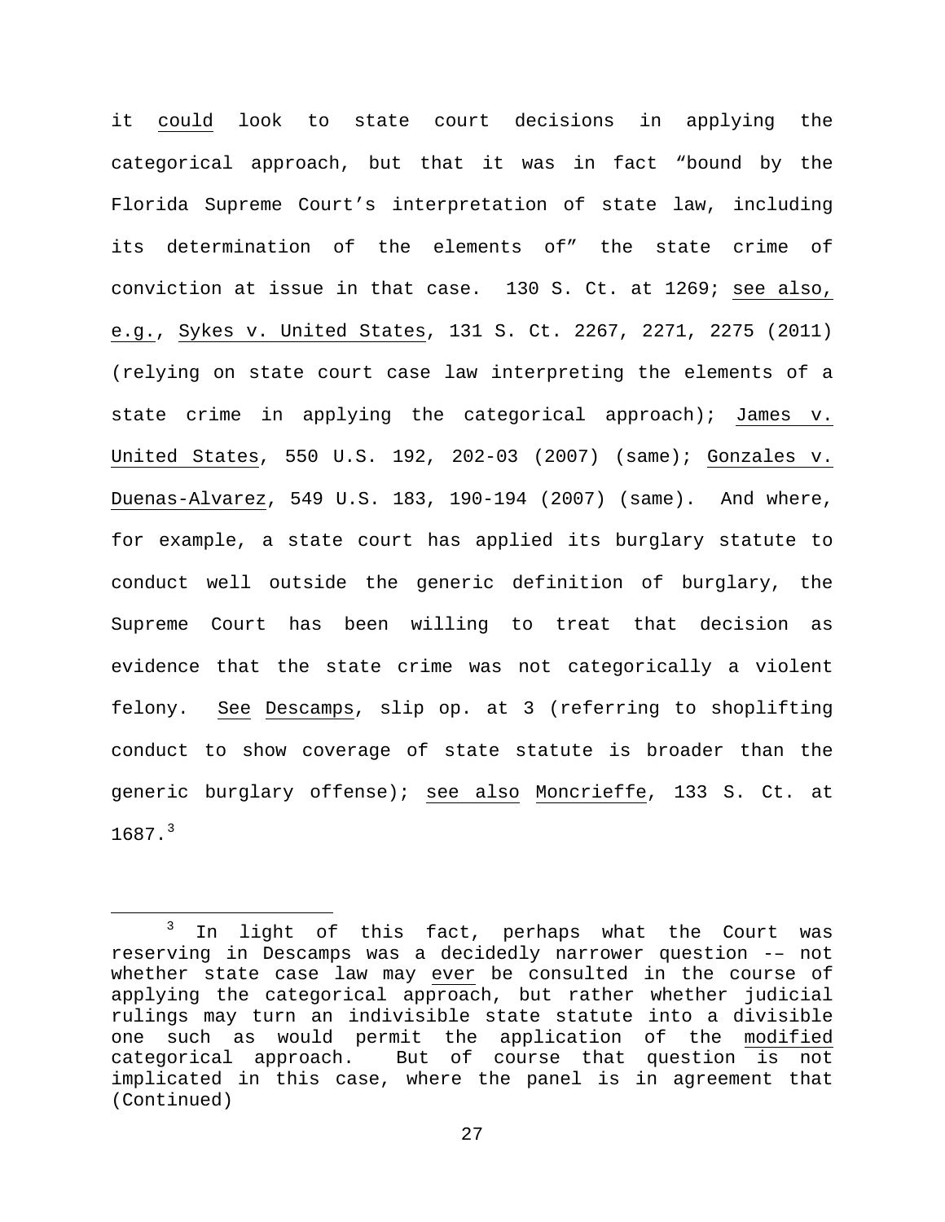it *could* look to state court decisions in applying the categorical approach, but that it was in fact "bound by the Florida Supreme Court's interpretation of state law, including its determination of the elements of" the state crime of conviction at issue in that case. 130 S. Ct. at 1269; *see also, e.g.*, *Sykes v. United States*, 131 S. Ct. 2267, 2271, 2275 (2011) (relying on state court case law interpreting the elements of a state crime in applying the categorical approach); *James v. United States*, 550 U.S. 192, 202-03 (2007) (same); *Gonzales v. Duenas-Alvarez*, 549 U.S. 183, 190-194 (2007) (same). And where, for example, a state court has applied its burglary statute to conduct well outside the generic definition of burglary, the Supreme Court has been willing to treat that decision as evidence that the state crime was not categorically a violent felony. *See* *Descamps*, slip op. at 3 (referring to shoplifting conduct to show coverage of state statute is broader than the generic burglary offense); *see also* *Moncrieffe*, 133 S. Ct. at 1687.[3]

---

[3] In light of this fact, perhaps what the Court was reserving in Descamps was a decidedly narrower question -– not whether state case law may *ever* be consulted in the course of applying the categorical approach, but rather whether judicial rulings may turn an indivisible state statute into a divisible one such as would permit the application of the *modified* categorical approach. But of course that question is not implicated in this case, where the panel is in agreement that (Continued)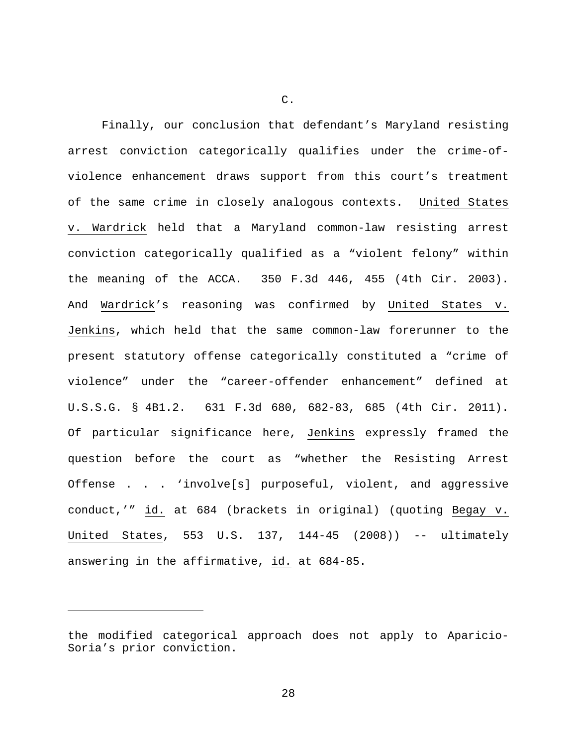C.

Finally, our conclusion that defendant's Maryland resisting arrest conviction categorically qualifies under the crime-of-violence enhancement draws support from this court's treatment of the same crime in closely analogous contexts. United States v. Wardrick held that a Maryland common-law resisting arrest conviction categorically qualified as a "violent felony" within the meaning of the ACCA. 350 F.3d 446, 455 (4th Cir. 2003). And Wardrick's reasoning was confirmed by United States v. Jenkins, which held that the same common-law forerunner to the present statutory offense categorically constituted a "crime of violence" under the "career-offender enhancement" defined at U.S.S.G. § 4B1.2. 631 F.3d 680, 682-83, 685 (4th Cir. 2011). Of particular significance here, Jenkins expressly framed the question before the court as "whether the Resisting Arrest Offense . . . 'involve[s] purposeful, violent, and aggressive conduct,'" id. at 684 (brackets in original) (quoting Begay v. United States, 553 U.S. 137, 144-45 (2008)) -- ultimately answering in the affirmative, id. at 684-85.

---

the modified categorical approach does not apply to Aparicio-Soria's prior conviction.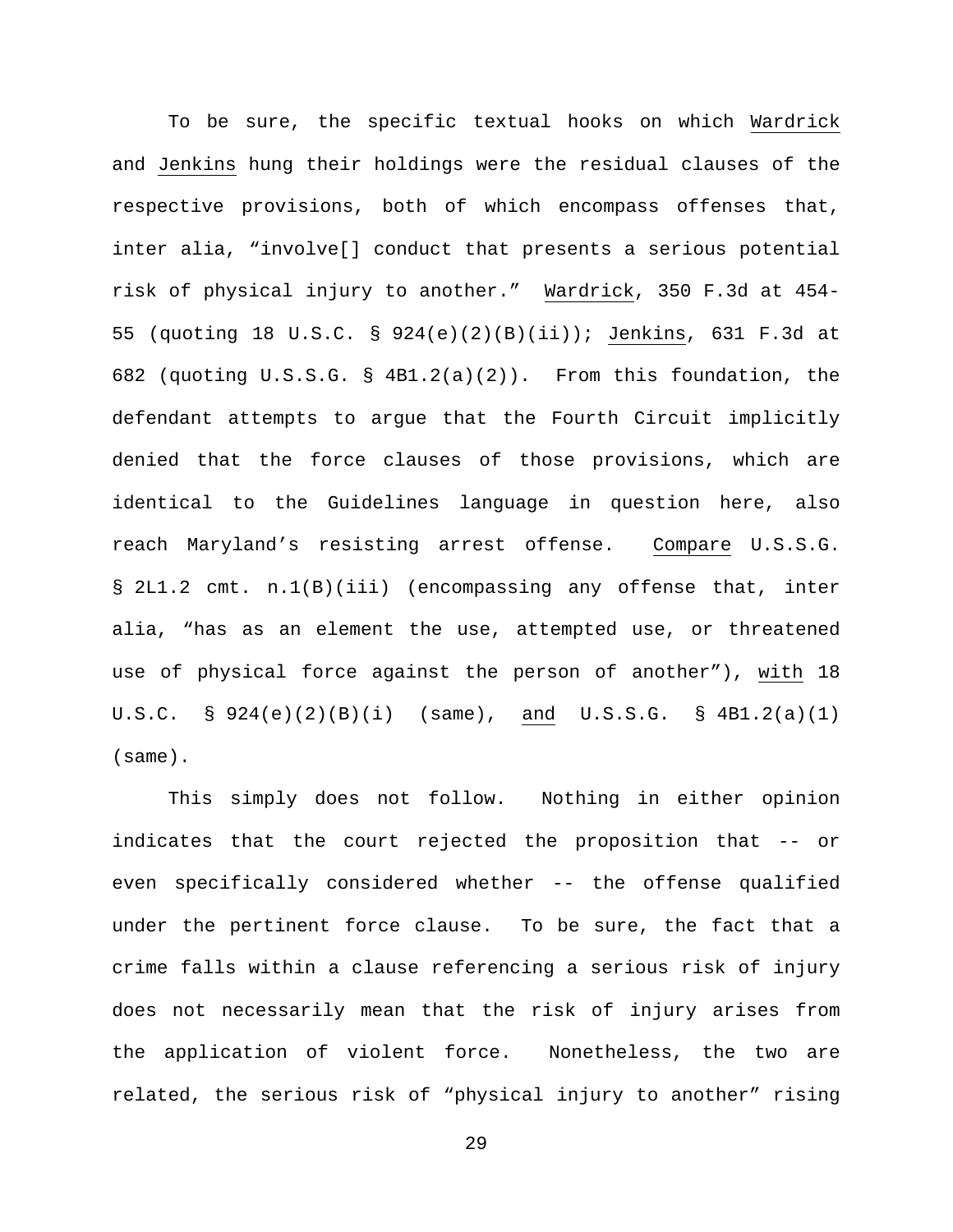To be sure, the specific textual hooks on which Wardrick and Jenkins hung their holdings were the residual clauses of the respective provisions, both of which encompass offenses that, inter alia, "involve[] conduct that presents a serious potential risk of physical injury to another." Wardrick, 350 F.3d at 454-55 (quoting 18 U.S.C. § 924(e)(2)(B)(ii)); Jenkins, 631 F.3d at 682 (quoting U.S.S.G. § 4B1.2(a)(2)). From this foundation, the defendant attempts to argue that the Fourth Circuit implicitly denied that the force clauses of those provisions, which are identical to the Guidelines language in question here, also reach Maryland's resisting arrest offense. Compare U.S.S.G. § 2L1.2 cmt. n.1(B)(iii) (encompassing any offense that, inter alia, "has as an element the use, attempted use, or threatened use of physical force against the person of another"), with 18 U.S.C. § 924(e)(2)(B)(i) (same), and U.S.S.G. § 4B1.2(a)(1) (same).

This simply does not follow. Nothing in either opinion indicates that the court rejected the proposition that -- or even specifically considered whether -- the offense qualified under the pertinent force clause. To be sure, the fact that a crime falls within a clause referencing a serious risk of injury does not necessarily mean that the risk of injury arises from the application of violent force. Nonetheless, the two are related, the serious risk of "physical injury to another" rising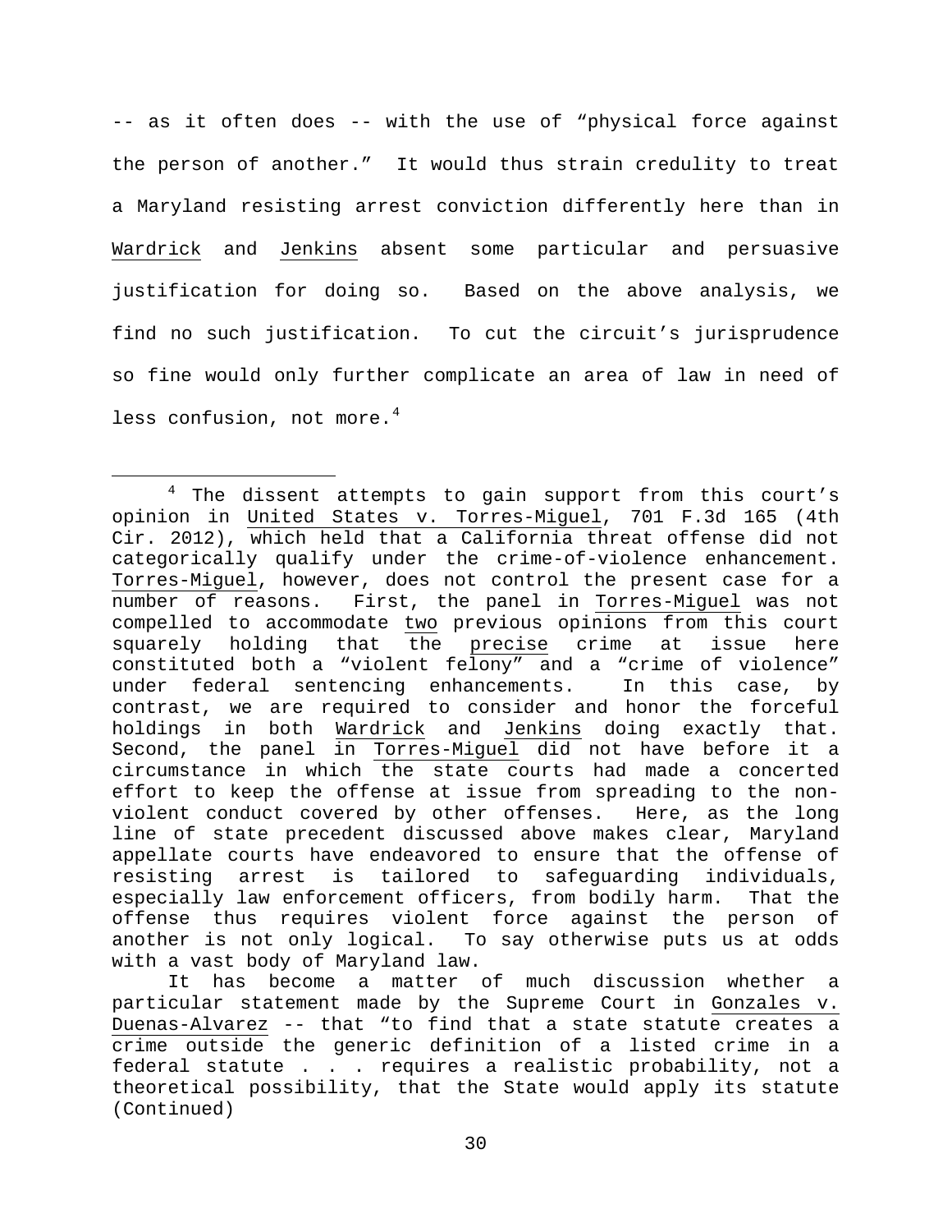-- as it often does -- with the use of "physical force against the person of another." It would thus strain credulity to treat a Maryland resisting arrest conviction differently here than in Wardrick and Jenkins absent some particular and persuasive justification for doing so. Based on the above analysis, we find no such justification. To cut the circuit's jurisprudence so fine would only further complicate an area of law in need of less confusion, not more.[4]

---

[4] The dissent attempts to gain support from this court's opinion in United States v. Torres-Miguel, 701 F.3d 165 (4th Cir. 2012), which held that a California threat offense did not categorically qualify under the crime-of-violence enhancement. Torres-Miguel, however, does not control the present case for a number of reasons. First, the panel in Torres-Miguel was not compelled to accommodate two previous opinions from this court squarely holding that the precise crime at issue here constituted both a "violent felony" and a "crime of violence" under federal sentencing enhancements. In this case, by contrast, we are required to consider and honor the forceful holdings in both Wardrick and Jenkins doing exactly that. Second, the panel in Torres-Miguel did not have before it a circumstance in which the state courts had made a concerted effort to keep the offense at issue from spreading to the non-violent conduct covered by other offenses. Here, as the long line of state precedent discussed above makes clear, Maryland appellate courts have endeavored to ensure that the offense of resisting arrest is tailored to safeguarding individuals, especially law enforcement officers, from bodily harm. That the offense thus requires violent force against the person of another is not only logical. To say otherwise puts us at odds with a vast body of Maryland law.

It has become a matter of much discussion whether a particular statement made by the Supreme Court in Gonzales v. Duenas-Alvarez -- that "to find that a state statute creates a crime outside the generic definition of a listed crime in a federal statute . . . requires a realistic probability, not a theoretical possibility, that the State would apply its statute (Continued)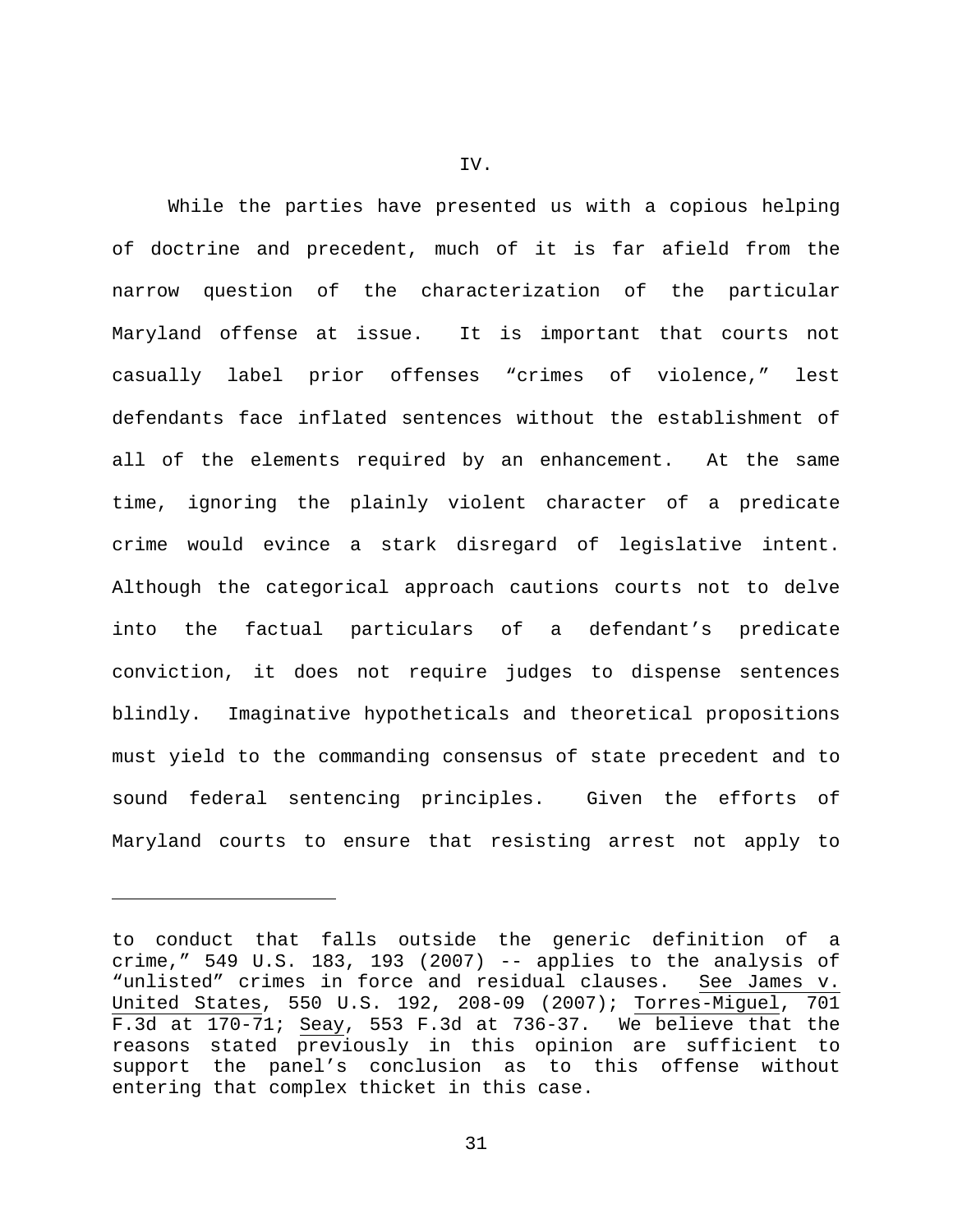IV.

While the parties have presented us with a copious helping of doctrine and precedent, much of it is far afield from the narrow question of the characterization of the particular Maryland offense at issue. It is important that courts not casually label prior offenses "crimes of violence," lest defendants face inflated sentences without the establishment of all of the elements required by an enhancement. At the same time, ignoring the plainly violent character of a predicate crime would evince a stark disregard of legislative intent. Although the categorical approach cautions courts not to delve into the factual particulars of a defendant's predicate conviction, it does not require judges to dispense sentences blindly. Imaginative hypotheticals and theoretical propositions must yield to the commanding consensus of state precedent and to sound federal sentencing principles. Given the efforts of Maryland courts to ensure that resisting arrest not apply to

---

to conduct that falls outside the generic definition of a crime," 549 U.S. 183, 193 (2007) -- applies to the analysis of "unlisted" crimes in force and residual clauses. See James v. United States, 550 U.S. 192, 208-09 (2007); Torres-Miguel, 701 F.3d at 170-71; Seay, 553 F.3d at 736-37. We believe that the reasons stated previously in this opinion are sufficient to support the panel's conclusion as to this offense without entering that complex thicket in this case.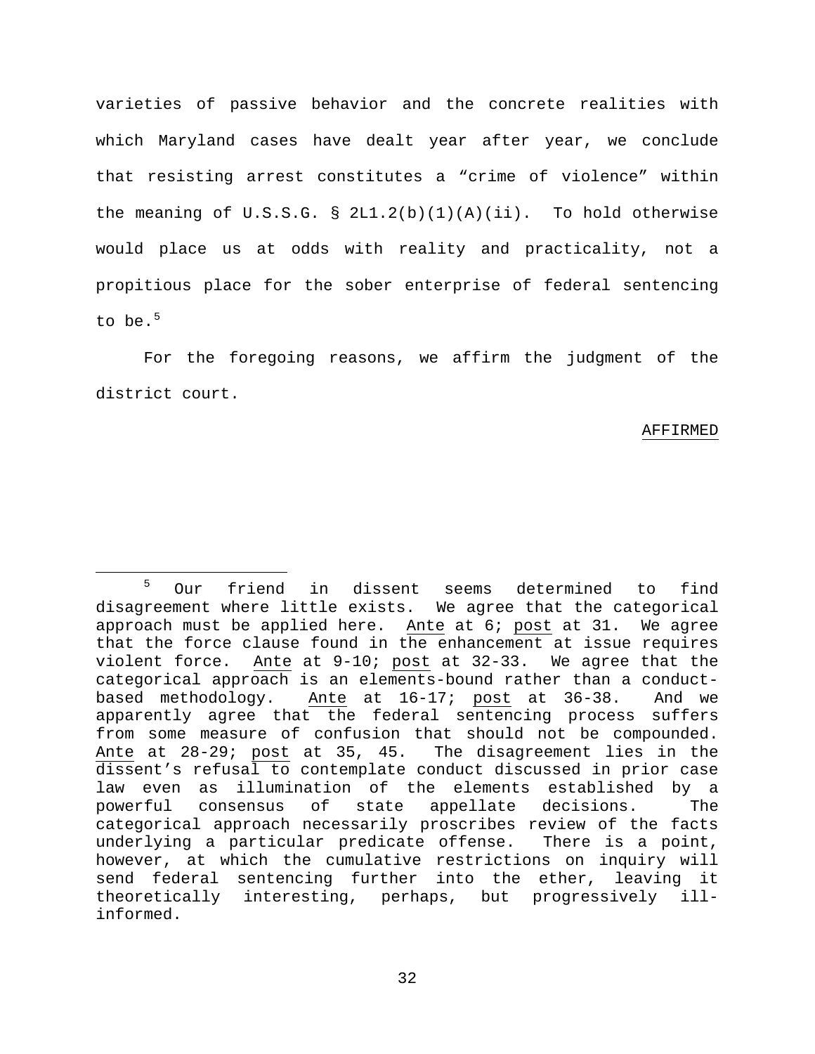varieties of passive behavior and the concrete realities with which Maryland cases have dealt year after year, we conclude that resisting arrest constitutes a "crime of violence" within the meaning of U.S.S.G. § 2L1.2(b)(1)(A)(ii). To hold otherwise would place us at odds with reality and practicality, not a propitious place for the sober enterprise of federal sentencing to be.[5]

For the foregoing reasons, we affirm the judgment of the district court.

AFFIRMED

---

[5] Our friend in dissent seems determined to find disagreement where little exists. We agree that the categorical approach must be applied here. Ante at 6; post at 31. We agree that the force clause found in the enhancement at issue requires violent force. Ante at 9-10; post at 32-33. We agree that the categorical approach is an elements-bound rather than a conduct-based methodology. Ante at 16-17; post at 36-38. And we apparently agree that the federal sentencing process suffers from some measure of confusion that should not be compounded. Ante at 28-29; post at 35, 45. The disagreement lies in the dissent's refusal to contemplate conduct discussed in prior case law even as illumination of the elements established by a powerful consensus of state appellate decisions. The categorical approach necessarily proscribes review of the facts underlying a particular predicate offense. There is a point, however, at which the cumulative restrictions on inquiry will send federal sentencing further into the ether, leaving it theoretically interesting, perhaps, but progressively ill-informed.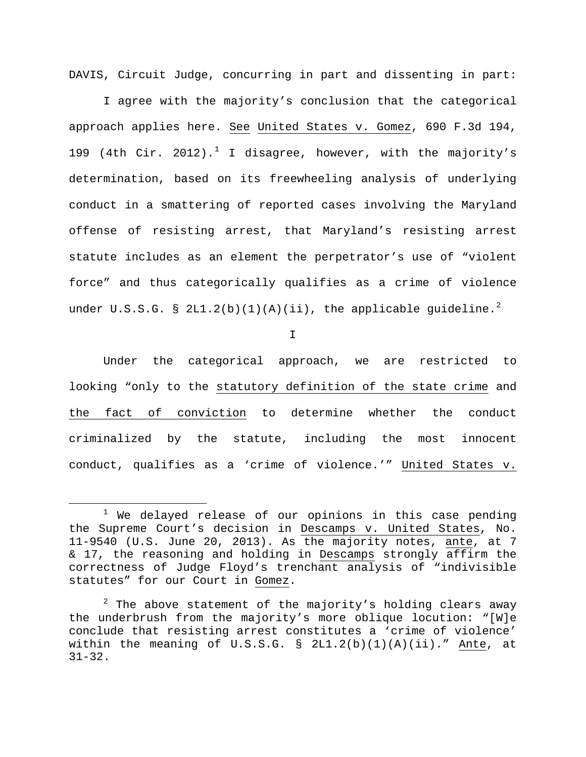DAVIS, Circuit Judge, concurring in part and dissenting in part:

I agree with the majority's conclusion that the categorical approach applies here. See United States v. Gomez, 690 F.3d 194, 199 (4th Cir. 2012).[1] I disagree, however, with the majority's determination, based on its freewheeling analysis of underlying conduct in a smattering of reported cases involving the Maryland offense of resisting arrest, that Maryland's resisting arrest statute includes as an element the perpetrator's use of "violent force" and thus categorically qualifies as a crime of violence under U.S.S.G. § 2L1.2(b)(1)(A)(ii), the applicable guideline.[2]

I

Under the categorical approach, we are restricted to looking "only to the statutory definition of the state crime and the fact of conviction to determine whether the conduct criminalized by the statute, including the most innocent conduct, qualifies as a 'crime of violence.'" United States v.

---

[1] We delayed release of our opinions in this case pending the Supreme Court's decision in Descamps v. United States, No. 11-9540 (U.S. June 20, 2013). As the majority notes, ante, at 7 & 17, the reasoning and holding in Descamps strongly affirm the correctness of Judge Floyd's trenchant analysis of "indivisible statutes" for our Court in Gomez.

[2] The above statement of the majority's holding clears away the underbrush from the majority's more oblique locution: "[W]e conclude that resisting arrest constitutes a 'crime of violence' within the meaning of U.S.S.G. § 2L1.2(b)(1)(A)(ii)." Ante, at 31-32.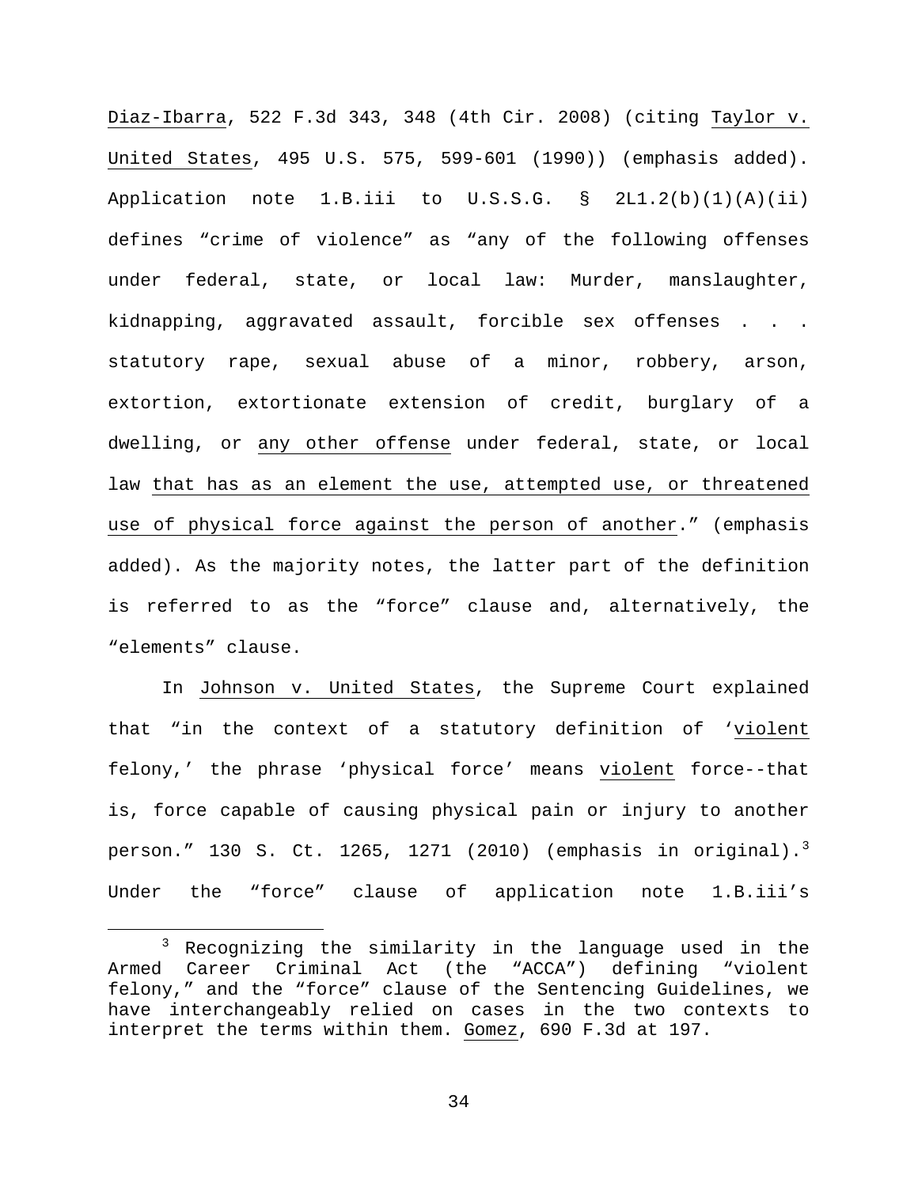Diaz-Ibarra, 522 F.3d 343, 348 (4th Cir. 2008) (citing Taylor v. United States, 495 U.S. 575, 599-601 (1990)) (emphasis added). Application note 1.B.iii to U.S.S.G. § 2L1.2(b)(1)(A)(ii) defines "crime of violence" as "any of the following offenses under federal, state, or local law: Murder, manslaughter, kidnapping, aggravated assault, forcible sex offenses . . . statutory rape, sexual abuse of a minor, robbery, arson, extortion, extortionate extension of credit, burglary of a dwelling, or any other offense under federal, state, or local law that has as an element the use, attempted use, or threatened use of physical force against the person of another." (emphasis added). As the majority notes, the latter part of the definition is referred to as the "force" clause and, alternatively, the "elements" clause.

In Johnson v. United States, the Supreme Court explained that "in the context of a statutory definition of '*violent* felony,' the phrase 'physical force' means *violent* force--that is, force capable of causing physical pain or injury to another person." 130 S. Ct. 1265, 1271 (2010) (emphasis in original).[3] Under the "force" clause of application note 1.B.iii's

[3] Recognizing the similarity in the language used in the Armed Career Criminal Act (the "ACCA") defining "violent felony," and the "force" clause of the Sentencing Guidelines, we have interchangeably relied on cases in the two contexts to interpret the terms within them. Gomez, 690 F.3d at 197.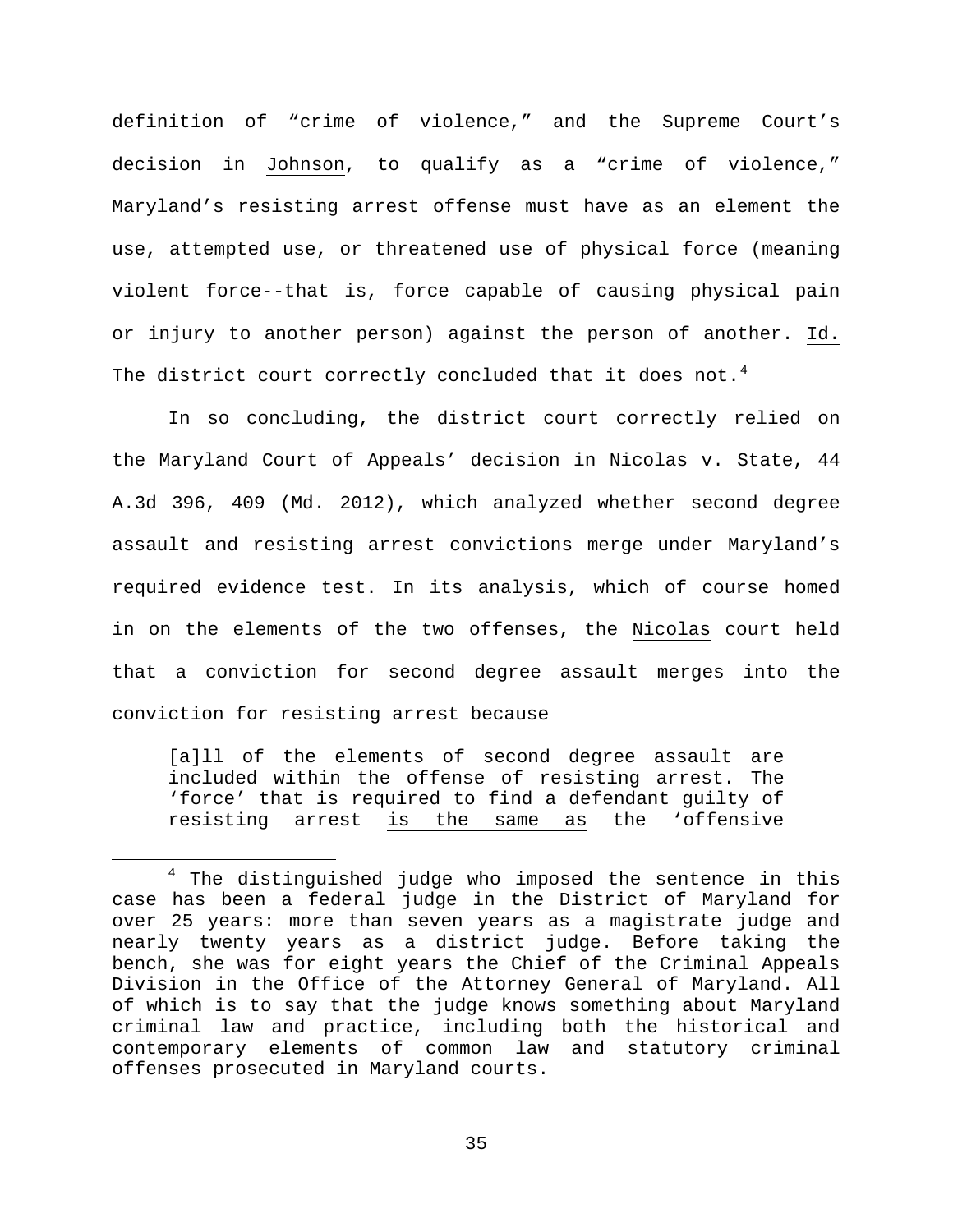definition of "crime of violence," and the Supreme Court's decision in Johnson, to qualify as a "crime of violence," Maryland's resisting arrest offense must have as an element the use, attempted use, or threatened use of physical force (meaning violent force--that is, force capable of causing physical pain or injury to another person) against the person of another. Id. The district court correctly concluded that it does not.[4]

In so concluding, the district court correctly relied on the Maryland Court of Appeals' decision in Nicolas v. State, 44 A.3d 396, 409 (Md. 2012), which analyzed whether second degree assault and resisting arrest convictions merge under Maryland's required evidence test. In its analysis, which of course homed in on the elements of the two offenses, the Nicolas court held that a conviction for second degree assault merges into the conviction for resisting arrest because

> [a]ll of the elements of second degree assault are included within the offense of resisting arrest. The 'force' that is required to find a defendant guilty of resisting arrest is the same as the 'offensive

[4] The distinguished judge who imposed the sentence in this case has been a federal judge in the District of Maryland for over 25 years: more than seven years as a magistrate judge and nearly twenty years as a district judge. Before taking the bench, she was for eight years the Chief of the Criminal Appeals Division in the Office of the Attorney General of Maryland. All of which is to say that the judge knows something about Maryland criminal law and practice, including both the historical and contemporary elements of common law and statutory criminal offenses prosecuted in Maryland courts.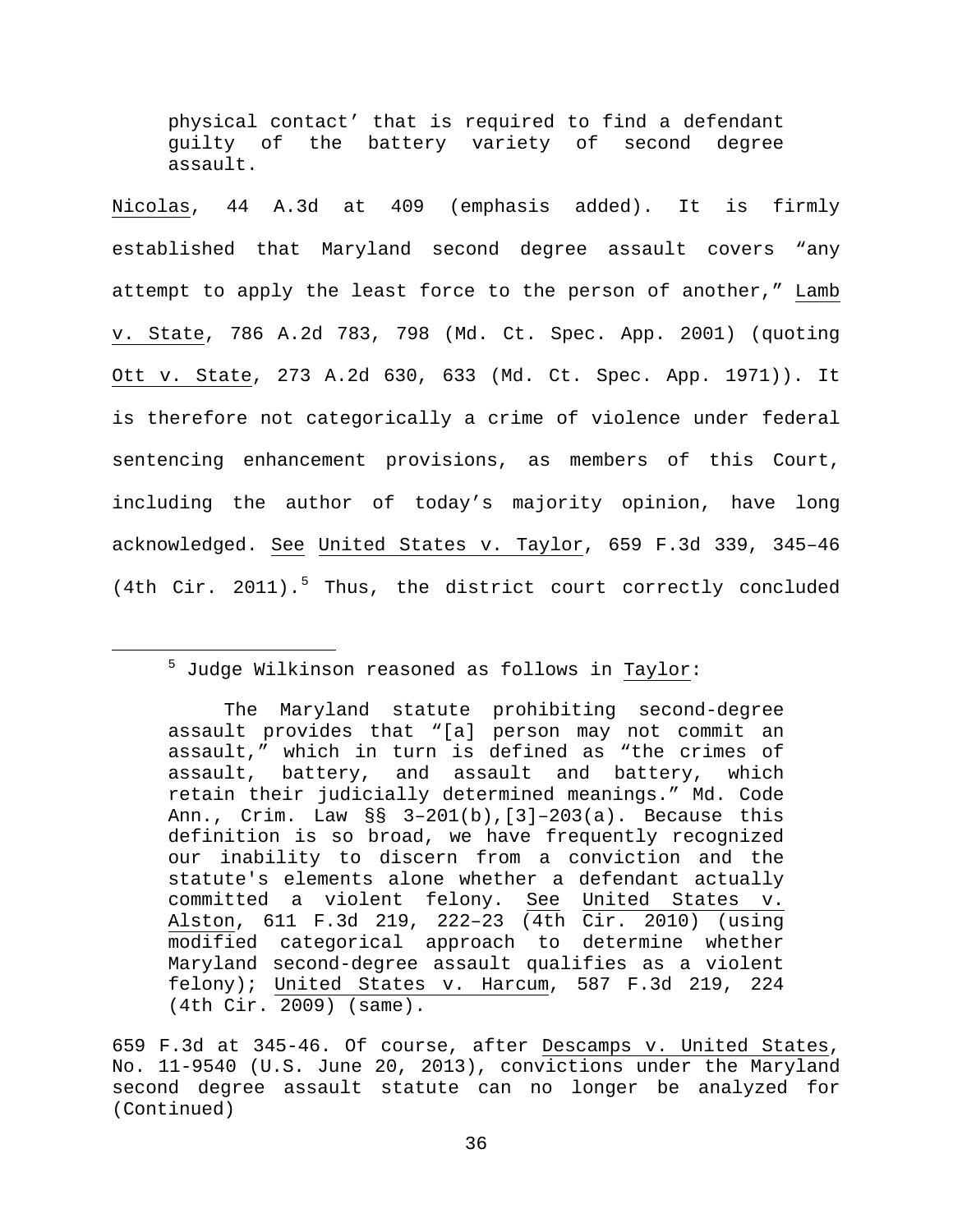> physical contact' that is required to find a defendant guilty of the battery variety of second degree assault.

Nicolas, 44 A.3d at 409 (emphasis added). It is firmly established that Maryland second degree assault covers "any attempt to apply the least force to the person of another," Lamb v. State, 786 A.2d 783, 798 (Md. Ct. Spec. App. 2001) (quoting Ott v. State, 273 A.2d 630, 633 (Md. Ct. Spec. App. 1971)). It is therefore not categorically a crime of violence under federal sentencing enhancement provisions, as members of this Court, including the author of today's majority opinion, have long acknowledged. See United States v. Taylor, 659 F.3d 339, 345–46 (4th Cir. 2011).[5] Thus, the district court correctly concluded

---

[5] Judge Wilkinson reasoned as follows in Taylor:

> The Maryland statute prohibiting second-degree assault provides that "[a] person may not commit an assault," which in turn is defined as "the crimes of assault, battery, and assault and battery, which retain their judicially determined meanings." Md. Code Ann., Crim. Law §§ 3–201(b),[3]–203(a). Because this definition is so broad, we have frequently recognized our inability to discern from a conviction and the statute's elements alone whether a defendant actually committed a violent felony. See United States v. Alston, 611 F.3d 219, 222–23 (4th Cir. 2010) (using modified categorical approach to determine whether Maryland second-degree assault qualifies as a violent felony); United States v. Harcum, 587 F.3d 219, 224 (4th Cir. 2009) (same).

659 F.3d at 345-46. Of course, after Descamps v. United States, No. 11-9540 (U.S. June 20, 2013), convictions under the Maryland second degree assault statute can no longer be analyzed for (Continued)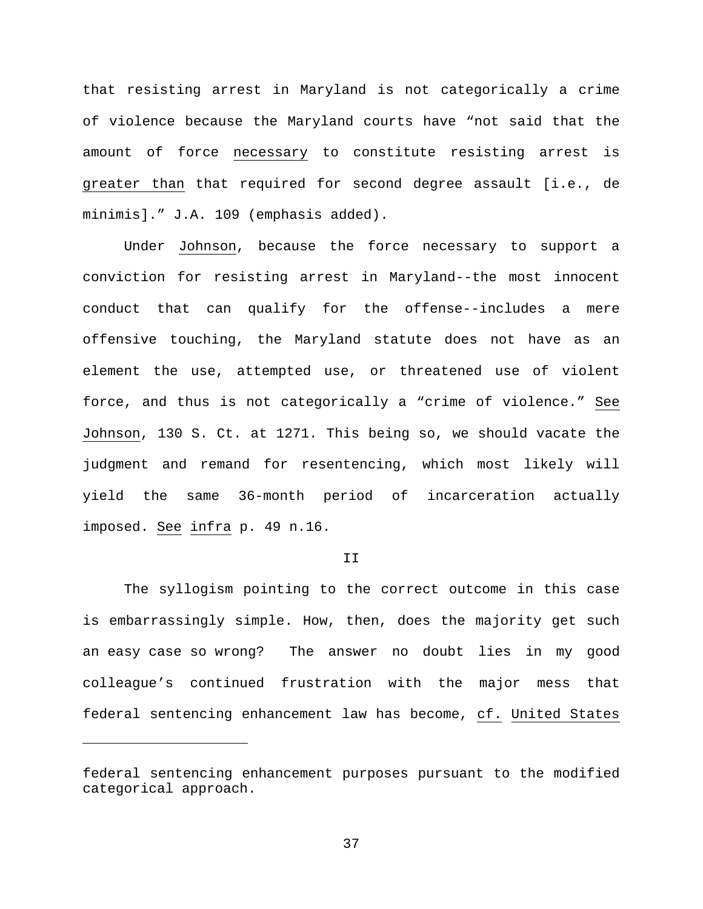that resisting arrest in Maryland is not categorically a crime of violence because the Maryland courts have "not said that the amount of force _necessary_ to constitute resisting arrest is _greater than_ that required for second degree assault [i.e., de minimis]." J.A. 109 (emphasis added).

Under _Johnson_, because the force necessary to support a conviction for resisting arrest in Maryland--the most innocent conduct that can qualify for the offense--includes a mere offensive touching, the Maryland statute does not have as an element the use, attempted use, or threatened use of violent force, and thus is not categorically a "crime of violence." _See Johnson_, 130 S. Ct. at 1271. This being so, we should vacate the judgment and remand for resentencing, which most likely will yield the same 36-month period of incarceration actually imposed. _See infra_ p. 49 n.16.

## II

The syllogism pointing to the correct outcome in this case is embarrassingly simple. How, then, does the majority get such an easy case so wrong? The answer no doubt lies in my good colleague's continued frustration with the major mess that federal sentencing enhancement law has become, _cf._ _United States_

---

federal sentencing enhancement purposes pursuant to the modified categorical approach.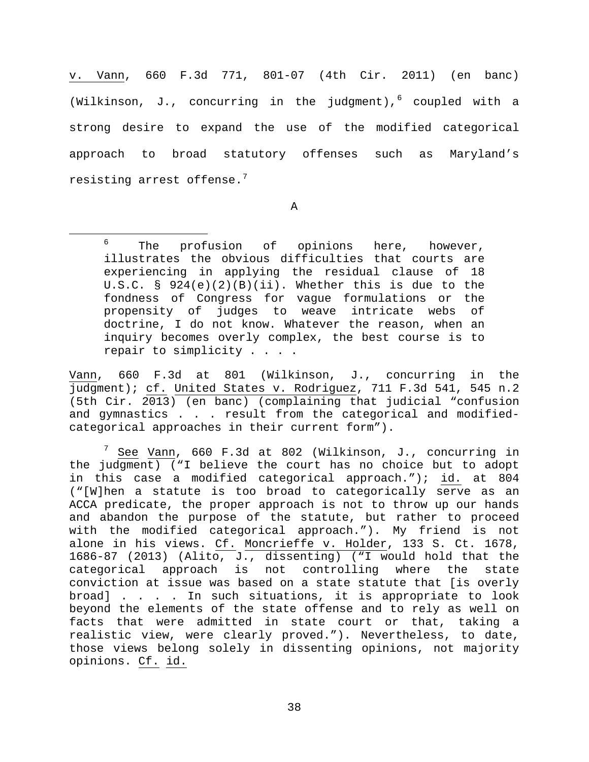v. Vann, 660 F.3d 771, 801-07 (4th Cir. 2011) (en banc) (Wilkinson, J., concurring in the judgment),[6] coupled with a strong desire to expand the use of the modified categorical approach to broad statutory offenses such as Maryland's resisting arrest offense.[7]

A

[6] The profusion of opinions here, however, illustrates the obvious difficulties that courts are experiencing in applying the residual clause of 18 U.S.C. § 924(e)(2)(B)(ii). Whether this is due to the fondness of Congress for vague formulations or the propensity of judges to weave intricate webs of doctrine, I do not know. Whatever the reason, when an inquiry becomes overly complex, the best course is to repair to simplicity . . . .

Vann, 660 F.3d at 801 (Wilkinson, J., concurring in the judgment); cf. United States v. Rodriguez, 711 F.3d 541, 545 n.2 (5th Cir. 2013) (en banc) (complaining that judicial "confusion and gymnastics . . . result from the categorical and modified-categorical approaches in their current form").

[7] See Vann, 660 F.3d at 802 (Wilkinson, J., concurring in the judgment) ("I believe the court has no choice but to adopt in this case a modified categorical approach."); id. at 804 ("[W]hen a statute is too broad to categorically serve as an ACCA predicate, the proper approach is not to throw up our hands and abandon the purpose of the statute, but rather to proceed with the modified categorical approach."). My friend is not alone in his views. Cf. Moncrieffe v. Holder, 133 S. Ct. 1678, 1686-87 (2013) (Alito, J., dissenting) ("I would hold that the categorical approach is not controlling where the state conviction at issue was based on a state statute that [is overly broad] . . . . In such situations, it is appropriate to look beyond the elements of the state offense and to rely as well on facts that were admitted in state court or that, taking a realistic view, were clearly proved."). Nevertheless, to date, those views belong solely in dissenting opinions, not majority opinions. Cf. id.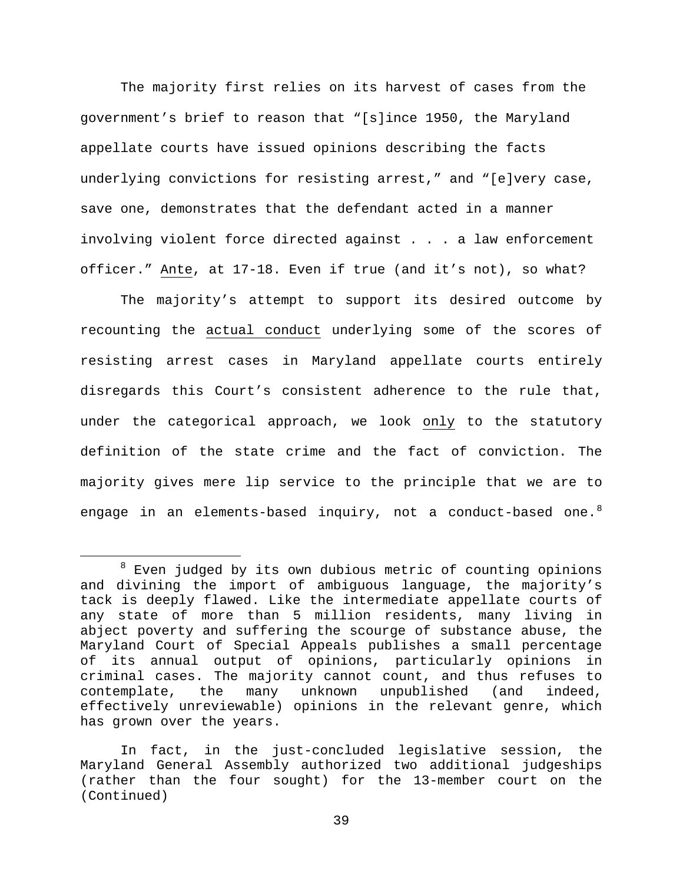The majority first relies on its harvest of cases from the government's brief to reason that "[s]ince 1950, the Maryland appellate courts have issued opinions describing the facts underlying convictions for resisting arrest," and "[e]very case, save one, demonstrates that the defendant acted in a manner involving violent force directed against . . . a law enforcement officer." Ante, at 17-18. Even if true (and it's not), so what?

The majority's attempt to support its desired outcome by recounting the actual conduct underlying some of the scores of resisting arrest cases in Maryland appellate courts entirely disregards this Court's consistent adherence to the rule that, under the categorical approach, we look only to the statutory definition of the state crime and the fact of conviction. The majority gives mere lip service to the principle that we are to engage in an elements-based inquiry, not a conduct-based one.[8]

[8] Even judged by its own dubious metric of counting opinions and divining the import of ambiguous language, the majority's tack is deeply flawed. Like the intermediate appellate courts of any state of more than 5 million residents, many living in abject poverty and suffering the scourge of substance abuse, the Maryland Court of Special Appeals publishes a small percentage of its annual output of opinions, particularly opinions in criminal cases. The majority cannot count, and thus refuses to contemplate, the many unknown unpublished (and indeed, effectively unreviewable) opinions in the relevant genre, which has grown over the years.

In fact, in the just-concluded legislative session, the Maryland General Assembly authorized two additional judgeships (rather than the four sought) for the 13-member court on the (Continued)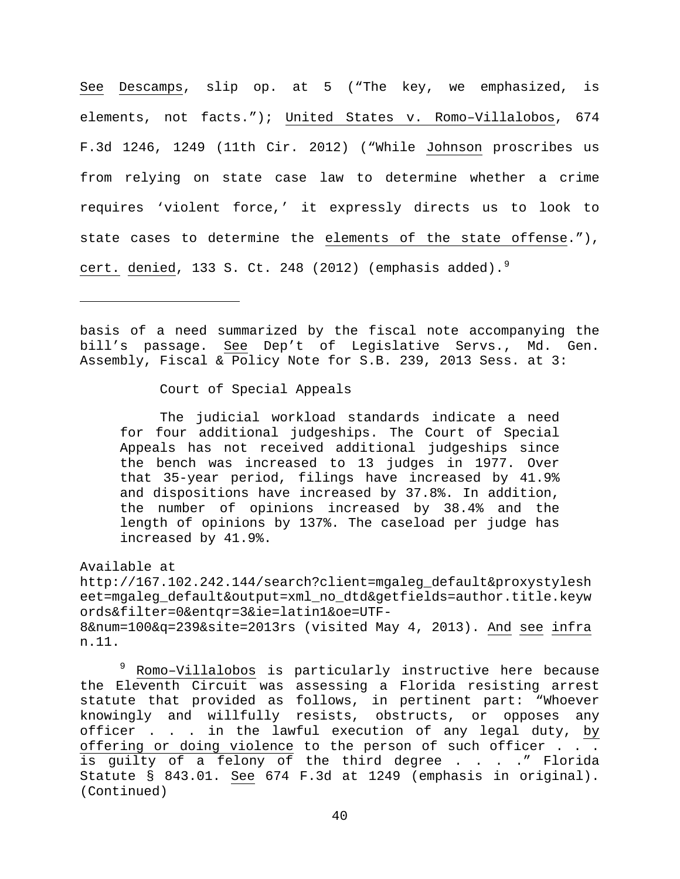See Descamps, slip op. at 5 ("The key, we emphasized, is elements, not facts."); United States v. Romo–Villalobos, 674 F.3d 1246, 1249 (11th Cir. 2012) ("While Johnson proscribes us from relying on state case law to determine whether a crime requires 'violent force,' it expressly directs us to look to state cases to determine the elements of the state offense."), cert. denied, 133 S. Ct. 248 (2012) (emphasis added).[9]

---

basis of a need summarized by the fiscal note accompanying the bill's passage. See Dep't of Legislative Servs., Md. Gen. Assembly, Fiscal & Policy Note for S.B. 239, 2013 Sess. at 3:

> Court of Special Appeals
>
> The judicial workload standards indicate a need for four additional judgeships. The Court of Special Appeals has not received additional judgeships since the bench was increased to 13 judges in 1977. Over that 35-year period, filings have increased by 41.9% and dispositions have increased by 37.8%. In addition, the number of opinions increased by 38.4% and the length of opinions by 137%. The caseload per judge has increased by 41.9%.

Available at http://167.102.242.144/search?client=mgaleg_default&proxystylesheet=mgaleg_default&output=xml_no_dtd&getfields=author.title.keywords&filter=0&entqr=3&ie=latin1&oe=UTF-8&num=100&q=239&site=2013rs (visited May 4, 2013). And see infra n.11.

[9] Romo–Villalobos is particularly instructive here because the Eleventh Circuit was assessing a Florida resisting arrest statute that provided as follows, in pertinent part: "Whoever knowingly and willfully resists, obstructs, or opposes any officer . . . in the lawful execution of any legal duty, by offering or doing violence to the person of such officer . . . is guilty of a felony of the third degree . . . ." Florida Statute § 843.01. See 674 F.3d at 1249 (emphasis in original). (Continued)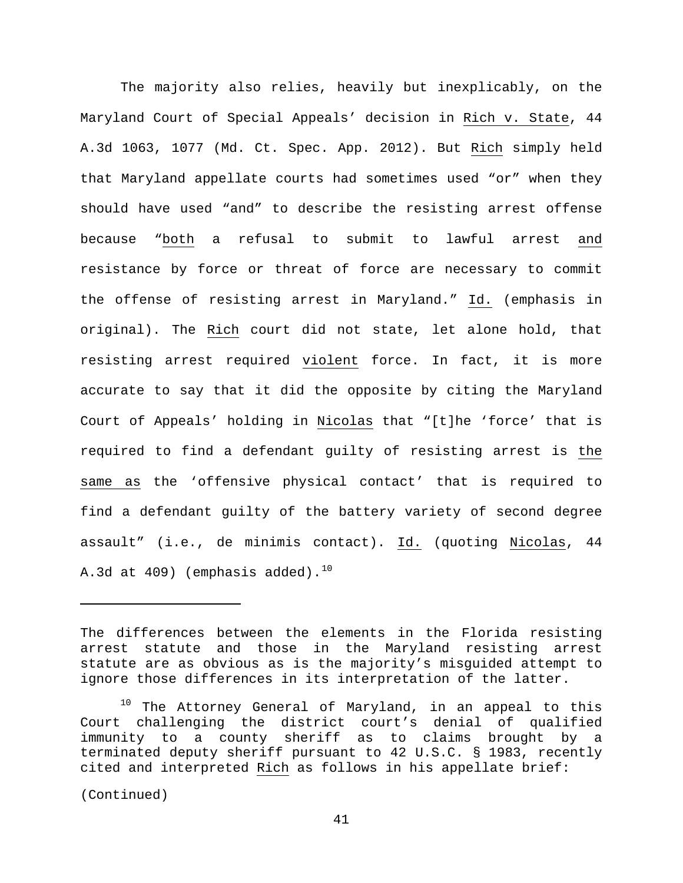The majority also relies, heavily but inexplicably, on the Maryland Court of Special Appeals' decision in Rich v. State, 44 A.3d 1063, 1077 (Md. Ct. Spec. App. 2012). But Rich simply held that Maryland appellate courts had sometimes used "or" when they should have used "and" to describe the resisting arrest offense because "both a refusal to submit to lawful arrest and resistance by force or threat of force are necessary to commit the offense of resisting arrest in Maryland." Id. (emphasis in original). The Rich court did not state, let alone hold, that resisting arrest required violent force. In fact, it is more accurate to say that it did the opposite by citing the Maryland Court of Appeals' holding in Nicolas that "[t]he 'force' that is required to find a defendant guilty of resisting arrest is the same as the 'offensive physical contact' that is required to find a defendant guilty of the battery variety of second degree assault" (i.e., de minimis contact). Id. (quoting Nicolas, 44 A.3d at 409) (emphasis added).[10]

---

The differences between the elements in the Florida resisting arrest statute and those in the Maryland resisting arrest statute are as obvious as is the majority's misguided attempt to ignore those differences in its interpretation of the latter.

[10] The Attorney General of Maryland, in an appeal to this Court challenging the district court's denial of qualified immunity to a county sheriff as to claims brought by a terminated deputy sheriff pursuant to 42 U.S.C. § 1983, recently cited and interpreted Rich as follows in his appellate brief:

(Continued)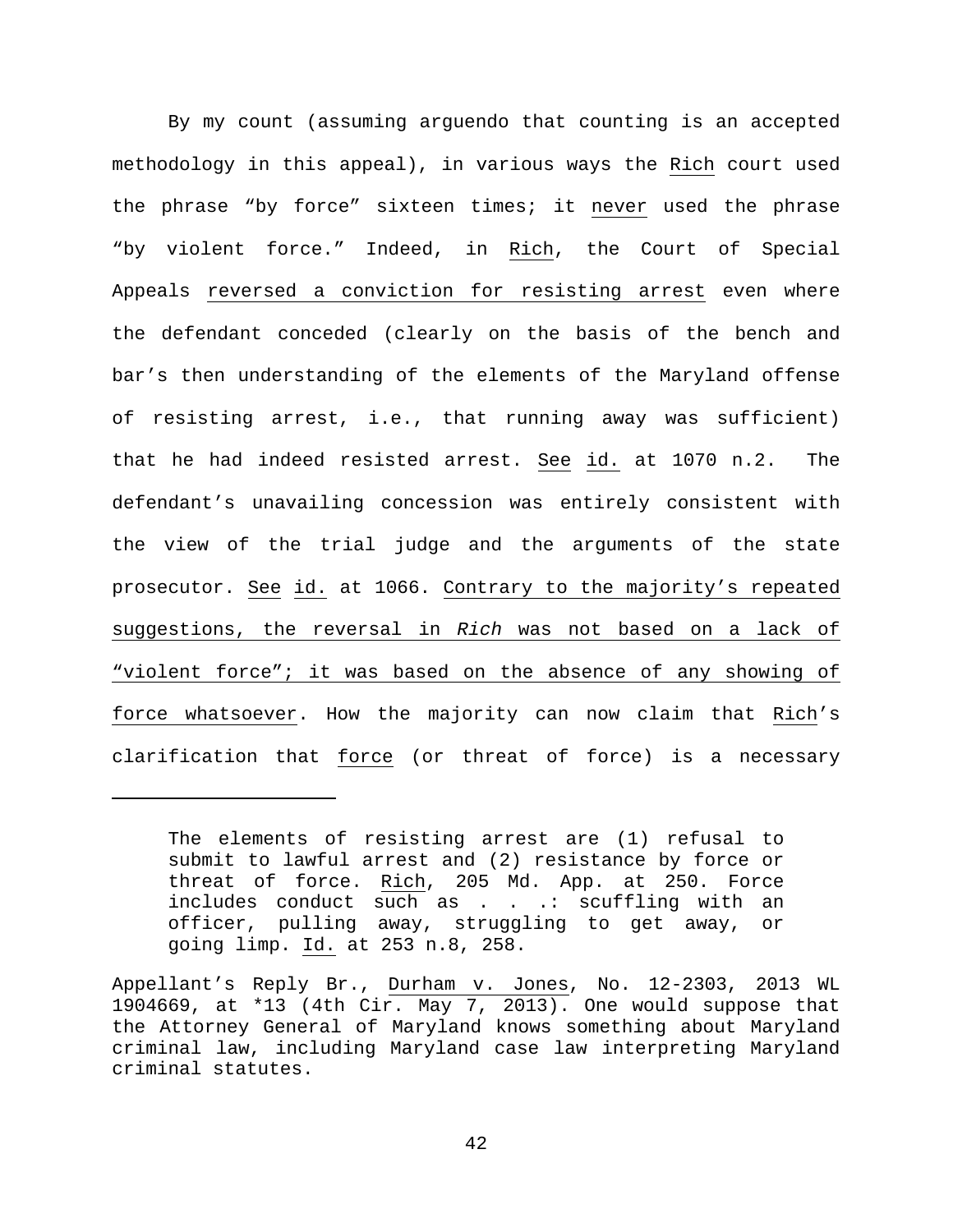By my count (assuming arguendo that counting is an accepted methodology in this appeal), in various ways the Rich court used the phrase "by force" sixteen times; it never used the phrase "by violent force." Indeed, in Rich, the Court of Special Appeals reversed a conviction for resisting arrest even where the defendant conceded (clearly on the basis of the bench and bar's then understanding of the elements of the Maryland offense of resisting arrest, i.e., that running away was sufficient) that he had indeed resisted arrest. See id. at 1070 n.2. The defendant's unavailing concession was entirely consistent with the view of the trial judge and the arguments of the state prosecutor. See id. at 1066. Contrary to the majority's repeated suggestions, the reversal in *Rich* was not based on a lack of "violent force"; it was based on the absence of any showing of force whatsoever. How the majority can now claim that Rich's clarification that force (or threat of force) is a necessary

---

> The elements of resisting arrest are (1) refusal to submit to lawful arrest and (2) resistance by force or threat of force. Rich, 205 Md. App. at 250. Force includes conduct such as . . .: scuffling with an officer, pulling away, struggling to get away, or going limp. Id. at 253 n.8, 258.

Appellant's Reply Br., Durham v. Jones, No. 12-2303, 2013 WL 1904669, at *13 (4th Cir. May 7, 2013). One would suppose that the Attorney General of Maryland knows something about Maryland criminal law, including Maryland case law interpreting Maryland criminal statutes.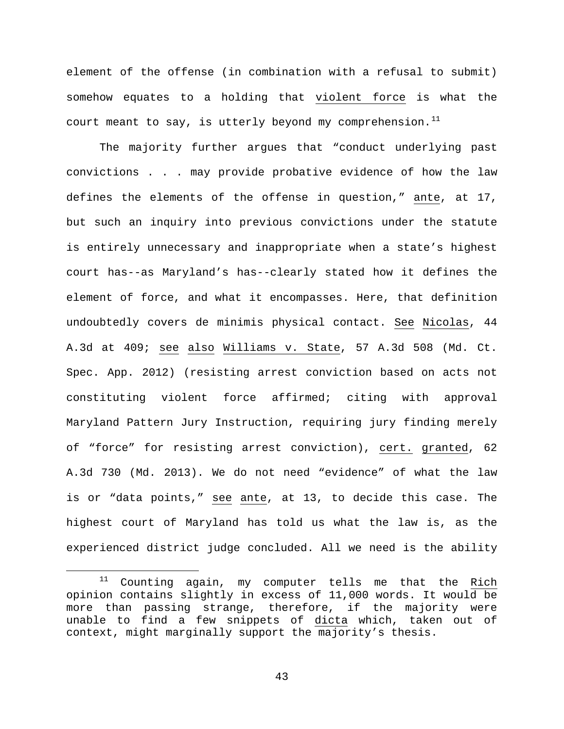element of the offense (in combination with a refusal to submit) somehow equates to a holding that violent force is what the court meant to say, is utterly beyond my comprehension.[11]

The majority further argues that "conduct underlying past convictions . . . may provide probative evidence of how the law defines the elements of the offense in question," ante, at 17, but such an inquiry into previous convictions under the statute is entirely unnecessary and inappropriate when a state's highest court has--as Maryland's has--clearly stated how it defines the element of force, and what it encompasses. Here, that definition undoubtedly covers de minimis physical contact. See Nicolas, 44 A.3d at 409; see also Williams v. State, 57 A.3d 508 (Md. Ct. Spec. App. 2012) (resisting arrest conviction based on acts not constituting violent force affirmed; citing with approval Maryland Pattern Jury Instruction, requiring jury finding merely of "force" for resisting arrest conviction), cert. granted, 62 A.3d 730 (Md. 2013). We do not need "evidence" of what the law is or "data points," see ante, at 13, to decide this case. The highest court of Maryland has told us what the law is, as the experienced district judge concluded. All we need is the ability

[11] Counting again, my computer tells me that the Rich opinion contains slightly in excess of 11,000 words. It would be more than passing strange, therefore, if the majority were unable to find a few snippets of dicta which, taken out of context, might marginally support the majority's thesis.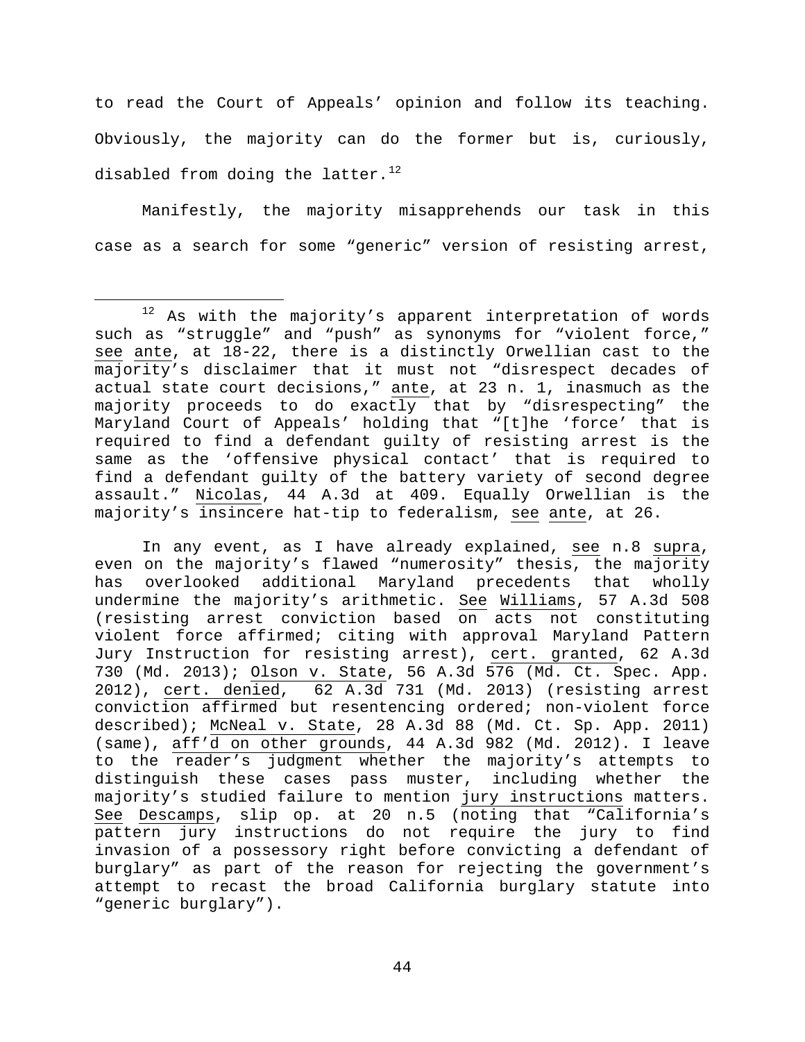to read the Court of Appeals' opinion and follow its teaching. Obviously, the majority can do the former but is, curiously, disabled from doing the latter.[12]

Manifestly, the majority misapprehends our task in this case as a search for some "generic" version of resisting arrest,

---

[12] As with the majority's apparent interpretation of words such as "struggle" and "push" as synonyms for "violent force," see ante, at 18-22, there is a distinctly Orwellian cast to the majority's disclaimer that it must not "disrespect decades of actual state court decisions," ante, at 23 n. 1, inasmuch as the majority proceeds to do exactly that by "disrespecting" the Maryland Court of Appeals' holding that "[t]he 'force' that is required to find a defendant guilty of resisting arrest is the same as the 'offensive physical contact' that is required to find a defendant guilty of the battery variety of second degree assault." Nicolas, 44 A.3d at 409. Equally Orwellian is the majority's insincere hat-tip to federalism, see ante, at 26.

In any event, as I have already explained, see n.8 supra, even on the majority's flawed "numerosity" thesis, the majority has overlooked additional Maryland precedents that wholly undermine the majority's arithmetic. See Williams, 57 A.3d 508 (resisting arrest conviction based on acts not constituting violent force affirmed; citing with approval Maryland Pattern Jury Instruction for resisting arrest), cert. granted, 62 A.3d 730 (Md. 2013); Olson v. State, 56 A.3d 576 (Md. Ct. Spec. App. 2012), cert. denied, 62 A.3d 731 (Md. 2013) (resisting arrest conviction affirmed but resentencing ordered; non-violent force described); McNeal v. State, 28 A.3d 88 (Md. Ct. Sp. App. 2011) (same), aff'd on other grounds, 44 A.3d 982 (Md. 2012). I leave to the reader's judgment whether the majority's attempts to distinguish these cases pass muster, including whether the majority's studied failure to mention jury instructions matters. See Descamps, slip op. at 20 n.5 (noting that "California's pattern jury instructions do not require the jury to find invasion of a possessory right before convicting a defendant of burglary" as part of the reason for rejecting the government's attempt to recast the broad California burglary statute into "generic burglary").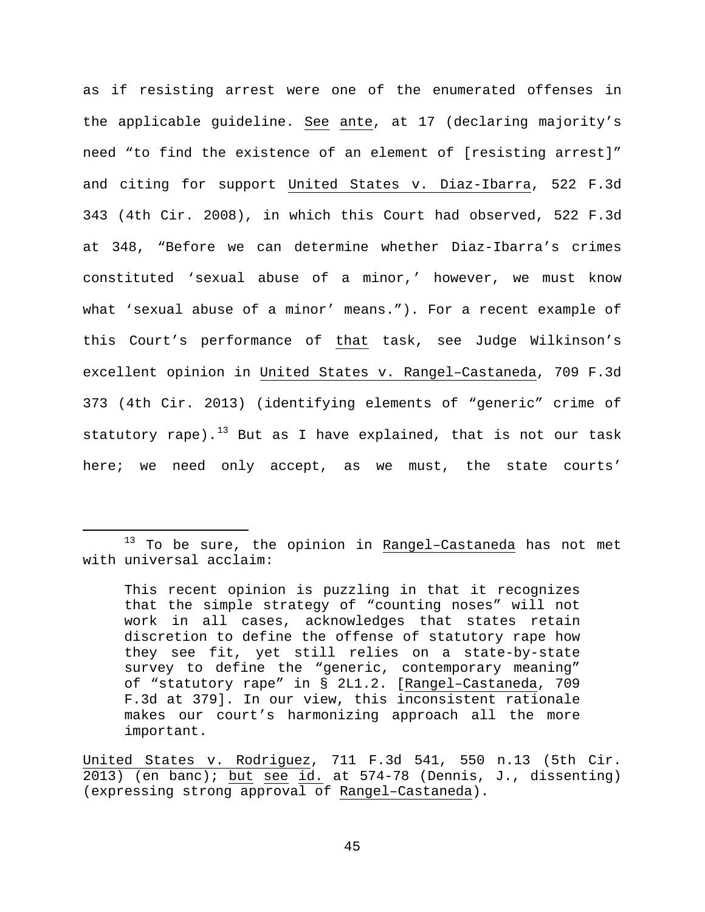as if resisting arrest were one of the enumerated offenses in the applicable guideline. See ante, at 17 (declaring majority's need "to find the existence of an element of [resisting arrest]" and citing for support United States v. Diaz-Ibarra, 522 F.3d 343 (4th Cir. 2008), in which this Court had observed, 522 F.3d at 348, "Before we can determine whether Diaz-Ibarra's crimes constituted 'sexual abuse of a minor,' however, we must know what 'sexual abuse of a minor' means."). For a recent example of this Court's performance of that task, see Judge Wilkinson's excellent opinion in United States v. Rangel–Castaneda, 709 F.3d 373 (4th Cir. 2013) (identifying elements of "generic" crime of statutory rape).[13] But as I have explained, that is not our task here; we need only accept, as we must, the state courts'

---

[13] To be sure, the opinion in Rangel–Castaneda has not met with universal acclaim:

> This recent opinion is puzzling in that it recognizes that the simple strategy of "counting noses" will not work in all cases, acknowledges that states retain discretion to define the offense of statutory rape how they see fit, yet still relies on a state-by-state survey to define the "generic, contemporary meaning" of "statutory rape" in § 2L1.2. [Rangel–Castaneda, 709 F.3d at 379]. In our view, this inconsistent rationale makes our court's harmonizing approach all the more important.

United States v. Rodriguez, 711 F.3d 541, 550 n.13 (5th Cir. 2013) (en banc); but see id. at 574-78 (Dennis, J., dissenting) (expressing strong approval of Rangel–Castaneda).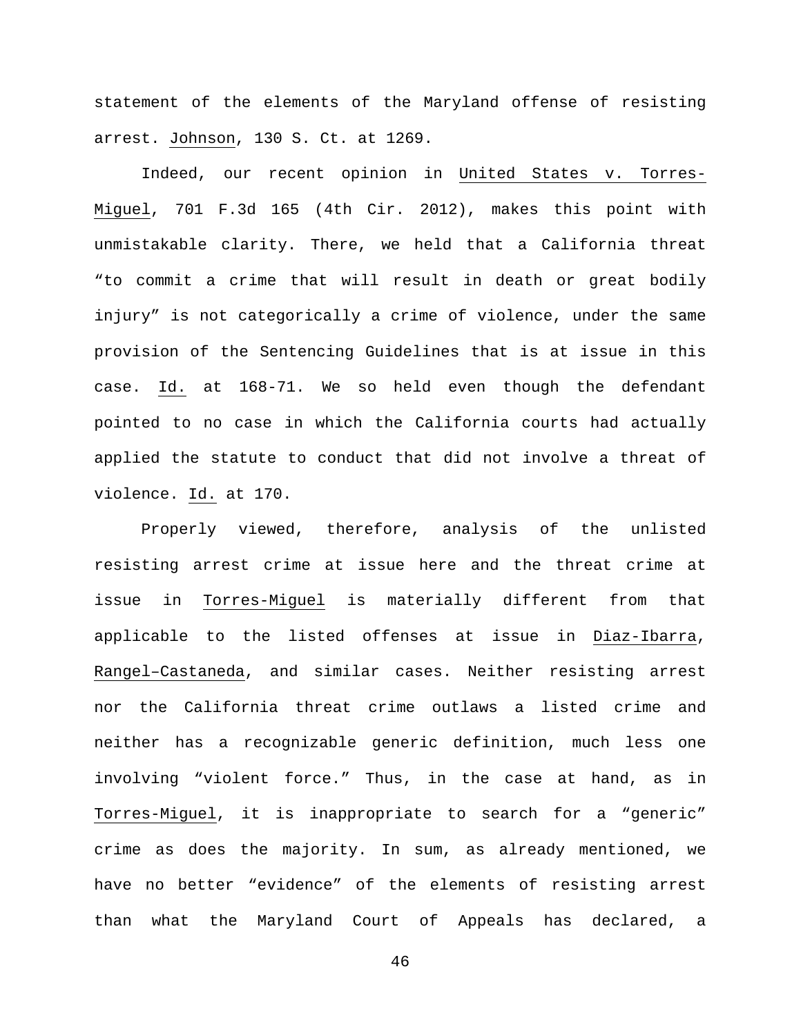statement of the elements of the Maryland offense of resisting arrest. Johnson, 130 S. Ct. at 1269.

Indeed, our recent opinion in United States v. Torres-Miguel, 701 F.3d 165 (4th Cir. 2012), makes this point with unmistakable clarity. There, we held that a California threat "to commit a crime that will result in death or great bodily injury" is not categorically a crime of violence, under the same provision of the Sentencing Guidelines that is at issue in this case. Id. at 168-71. We so held even though the defendant pointed to no case in which the California courts had actually applied the statute to conduct that did not involve a threat of violence. Id. at 170.

Properly viewed, therefore, analysis of the unlisted resisting arrest crime at issue here and the threat crime at issue in Torres-Miguel is materially different from that applicable to the listed offenses at issue in Diaz-Ibarra, Rangel–Castaneda, and similar cases. Neither resisting arrest nor the California threat crime outlaws a listed crime and neither has a recognizable generic definition, much less one involving "violent force." Thus, in the case at hand, as in Torres-Miguel, it is inappropriate to search for a "generic" crime as does the majority. In sum, as already mentioned, we have no better "evidence" of the elements of resisting arrest than what the Maryland Court of Appeals has declared, a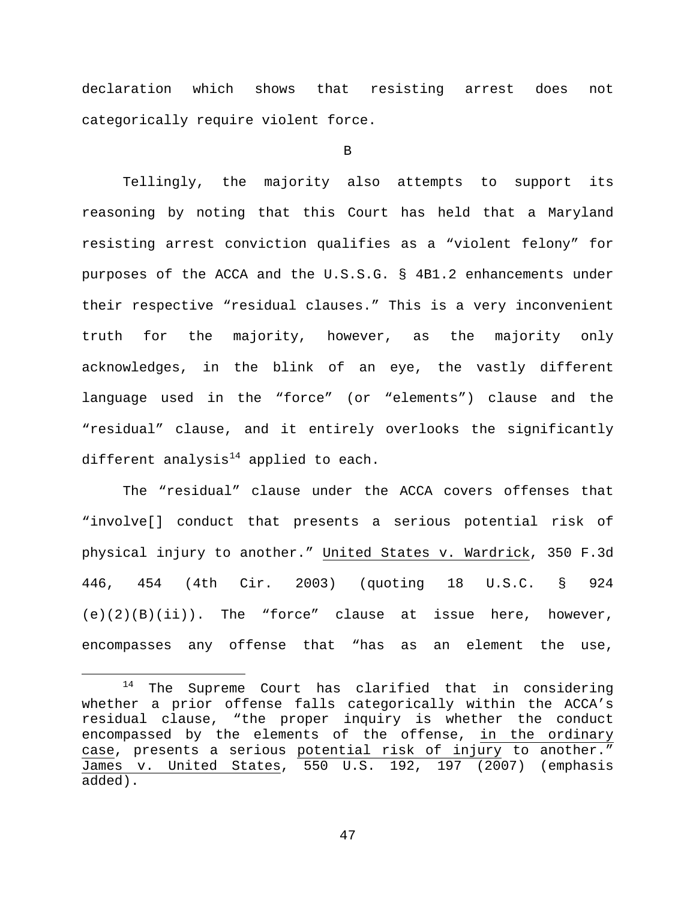declaration which shows that resisting arrest does not categorically require violent force.

B

Tellingly, the majority also attempts to support its reasoning by noting that this Court has held that a Maryland resisting arrest conviction qualifies as a "violent felony" for purposes of the ACCA and the U.S.S.G. § 4B1.2 enhancements under their respective "residual clauses." This is a very inconvenient truth for the majority, however, as the majority only acknowledges, in the blink of an eye, the vastly different language used in the "force" (or "elements") clause and the "residual" clause, and it entirely overlooks the significantly different analysis[14] applied to each.

The "residual" clause under the ACCA covers offenses that "involve[] conduct that presents a serious potential risk of physical injury to another." United States v. Wardrick, 350 F.3d 446, 454 (4th Cir. 2003) (quoting 18 U.S.C. § 924 (e)(2)(B)(ii)). The "force" clause at issue here, however, encompasses any offense that "has as an element the use,

[14] The Supreme Court has clarified that in considering whether a prior offense falls categorically within the ACCA's residual clause, "the proper inquiry is whether the conduct encompassed by the elements of the offense, in the ordinary case, presents a serious potential risk of injury to another." James v. United States, 550 U.S. 192, 197 (2007) (emphasis added).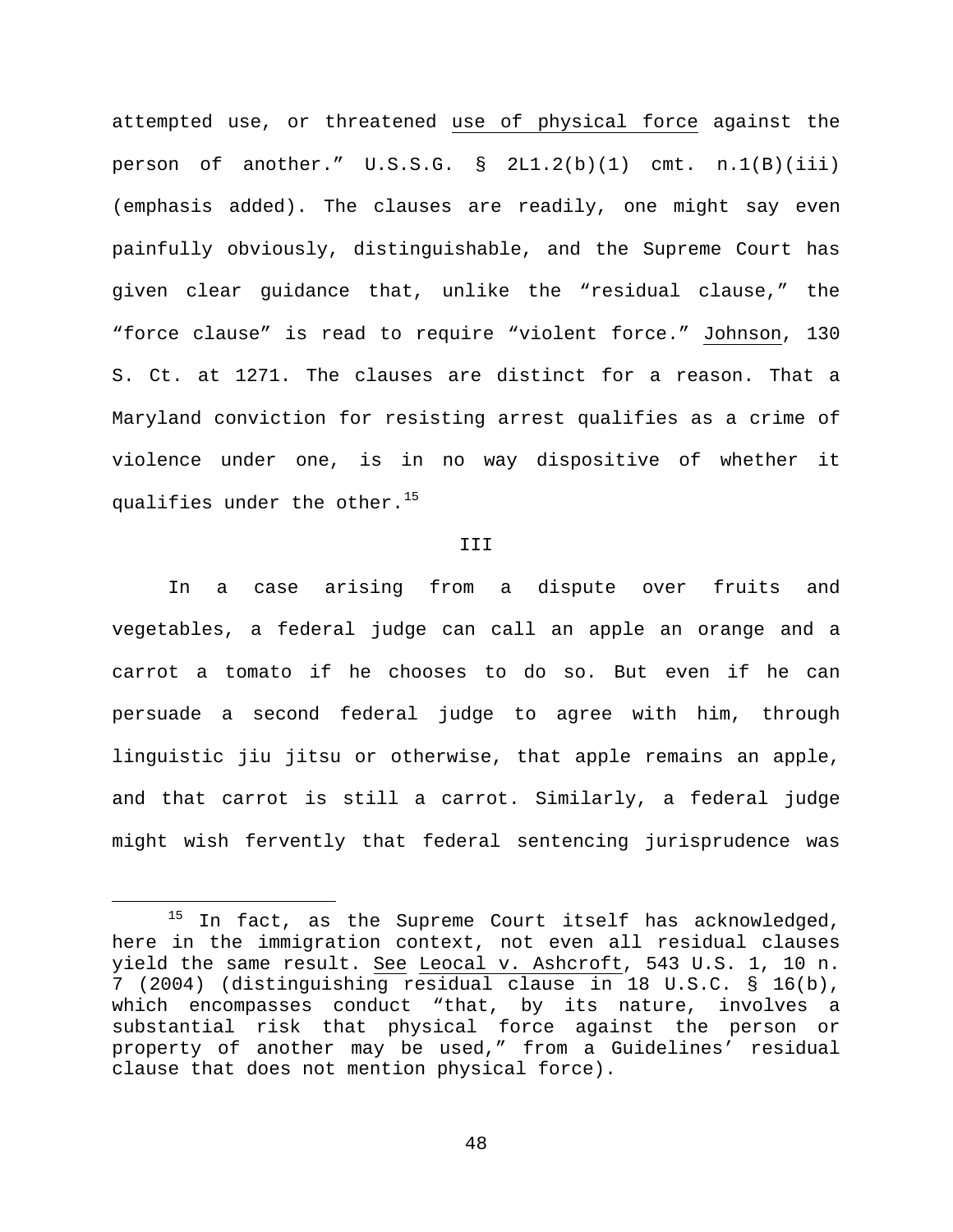attempted use, or threatened use of physical force against the person of another." U.S.S.G. § 2L1.2(b)(1) cmt. n.1(B)(iii) (emphasis added). The clauses are readily, one might say even painfully obviously, distinguishable, and the Supreme Court has given clear guidance that, unlike the "residual clause," the "force clause" is read to require "violent force." Johnson, 130 S. Ct. at 1271. The clauses are distinct for a reason. That a Maryland conviction for resisting arrest qualifies as a crime of violence under one, is in no way dispositive of whether it qualifies under the other.[15]

III

In a case arising from a dispute over fruits and vegetables, a federal judge can call an apple an orange and a carrot a tomato if he chooses to do so. But even if he can persuade a second federal judge to agree with him, through linguistic jiu jitsu or otherwise, that apple remains an apple, and that carrot is still a carrot. Similarly, a federal judge might wish fervently that federal sentencing jurisprudence was

---

[15] In fact, as the Supreme Court itself has acknowledged, here in the immigration context, not even all residual clauses yield the same result. See Leocal v. Ashcroft, 543 U.S. 1, 10 n. 7 (2004) (distinguishing residual clause in 18 U.S.C. § 16(b), which encompasses conduct "that, by its nature, involves a substantial risk that physical force against the person or property of another may be used," from a Guidelines' residual clause that does not mention physical force).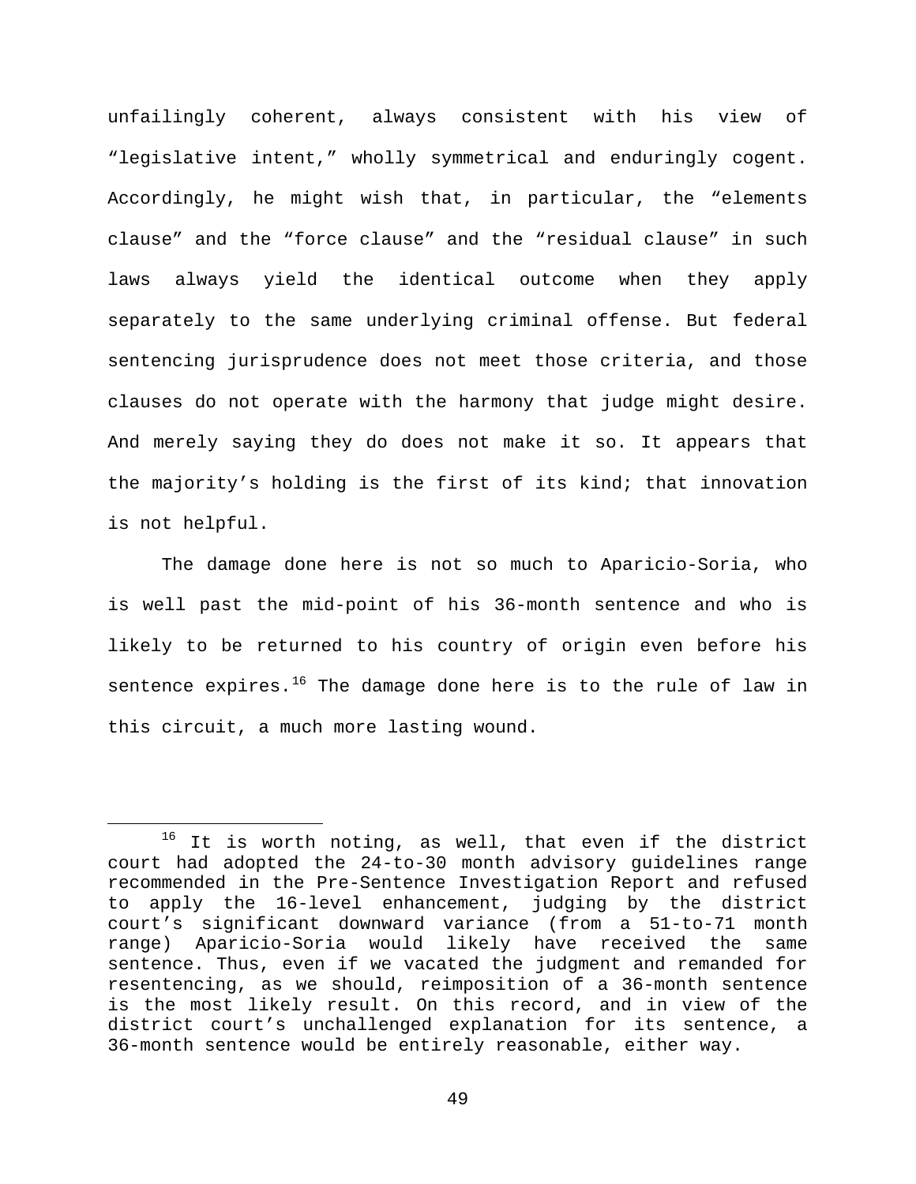unfailingly coherent, always consistent with his view of "legislative intent," wholly symmetrical and enduringly cogent. Accordingly, he might wish that, in particular, the "elements clause" and the "force clause" and the "residual clause" in such laws always yield the identical outcome when they apply separately to the same underlying criminal offense. But federal sentencing jurisprudence does not meet those criteria, and those clauses do not operate with the harmony that judge might desire. And merely saying they do does not make it so. It appears that the majority's holding is the first of its kind; that innovation is not helpful.

The damage done here is not so much to Aparicio-Soria, who is well past the mid-point of his 36-month sentence and who is likely to be returned to his country of origin even before his sentence expires.[16] The damage done here is to the rule of law in this circuit, a much more lasting wound.

---

[16] It is worth noting, as well, that even if the district court had adopted the 24-to-30 month advisory guidelines range recommended in the Pre-Sentence Investigation Report and refused to apply the 16-level enhancement, judging by the district court's significant downward variance (from a 51-to-71 month range) Aparicio-Soria would likely have received the same sentence. Thus, even if we vacated the judgment and remanded for resentencing, as we should, reimposition of a 36-month sentence is the most likely result. On this record, and in view of the district court's unchallenged explanation for its sentence, a 36-month sentence would be entirely reasonable, either way.